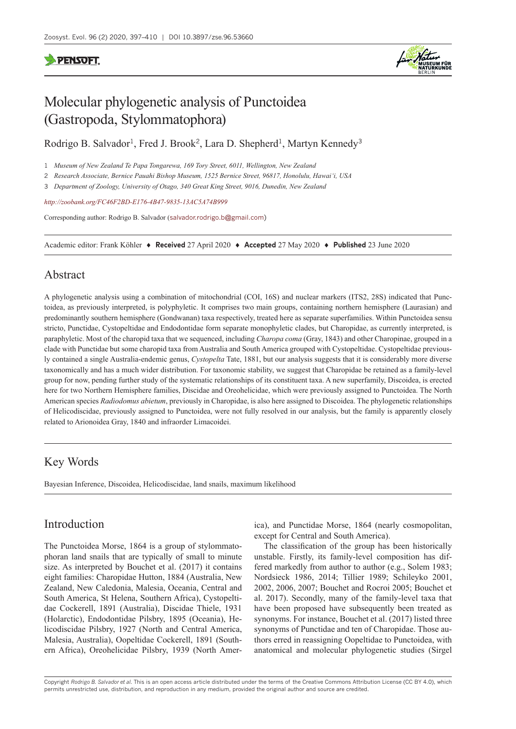# Molecular phylogenetic analysis of Punctoidea (Gastropoda, Stylommatophora)

Rodrigo B. Salvador[1], Fred J. Brook[2], Lara D. Shepherd[1], Martyn Kennedy[3]

1 *Museum of New Zealand Te Papa Tongarewa, 169 Tory Street, 6011, Wellington, New Zealand*

2 *Research Associate, Bernice Pauahi Bishop Museum, 1525 Bernice Street, 96817, Honolulu, Hawai'i, USA*

3 *Department of Zoology, University of Otago, 340 Great King Street, 9016, Dunedin, New Zealand*

*http://zoobank.org/FC46F2BD-E176-4B47-9835-13AC5A74B999*

Corresponding author: Rodrigo B. Salvador (salvador.rodrigo.b@gmail.com)

Academic editor: Frank Köhler ♦ **Received** 27 April 2020 ♦ **Accepted** 27 May 2020 ♦ **Published** 23 June 2020

## Abstract

A phylogenetic analysis using a combination of mitochondrial (COI, 16S) and nuclear markers (ITS2, 28S) indicated that Punctoidea, as previously interpreted, is polyphyletic. It comprises two main groups, containing northern hemisphere (Laurasian) and predominantly southern hemisphere (Gondwanan) taxa respectively, treated here as separate superfamilies. Within Punctoidea sensu stricto, Punctidae, Cystopeltidae and Endodontidae form separate monophyletic clades, but Charopidae, as currently interpreted, is paraphyletic. Most of the charopid taxa that we sequenced, including *Charopa coma* (Gray, 1843) and other Charopinae, grouped in a clade with Punctidae but some charopid taxa from Australia and South America grouped with Cystopeltidae. Cystopeltidae previously contained a single Australia-endemic genus, *Cystopelta* Tate, 1881, but our analysis suggests that it is considerably more diverse taxonomically and has a much wider distribution. For taxonomic stability, we suggest that Charopidae be retained as a family-level group for now, pending further study of the systematic relationships of its constituent taxa. A new superfamily, Discoidea, is erected here for two Northern Hemisphere families, Discidae and Oreohelicidae, which were previously assigned to Punctoidea. The North American species *Radiodomus abietum*, previously in Charopidae, is also here assigned to Discoidea. The phylogenetic relationships of Helicodiscidae, previously assigned to Punctoidea, were not fully resolved in our analysis, but the family is apparently closely related to Arionoidea Gray, 1840 and infraorder Limacoidei.

## Key Words

Bayesian Inference, Discoidea, Helicodiscidae, land snails, maximum likelihood

## Introduction

The Punctoidea Morse, 1864 is a group of stylommatophoran land snails that are typically of small to minute size. As interpreted by Bouchet et al. (2017) it contains eight families: Charopidae Hutton, 1884 (Australia, New Zealand, New Caledonia, Malesia, Oceania, Central and South America, St Helena, Southern Africa), Cystopeltidae Cockerell, 1891 (Australia), Discidae Thiele, 1931 (Holarctic), Endodontidae Pilsbry, 1895 (Oceania), Helicodiscidae Pilsbry, 1927 (North and Central America, Malesia, Australia), Oopeltidae Cockerell, 1891 (Southern Africa), Oreohelicidae Pilsbry, 1939 (North America), and Punctidae Morse, 1864 (nearly cosmopolitan, except for Central and South America).

The classification of the group has been historically unstable. Firstly, its family-level composition has differed markedly from author to author (e.g., Solem 1983; Nordsieck 1986, 2014; Tillier 1989; Schileyko 2001, 2002, 2006, 2007; Bouchet and Rocroi 2005; Bouchet et al. 2017). Secondly, many of the family-level taxa that have been proposed have subsequently been treated as synonyms. For instance, Bouchet et al. (2017) listed three synonyms of Punctidae and ten of Charopidae. Those authors erred in reassigning Oopeltidae to Punctoidea, with anatomical and molecular phylogenetic studies (Sirgel

Copyright *Rodrigo B. Salvador et al.* This is an open access article distributed under the terms of the Creative Commons Attribution License (CC BY 4.0), which permits unrestricted use, distribution, and reproduction in any medium, provided the original author and source are credited.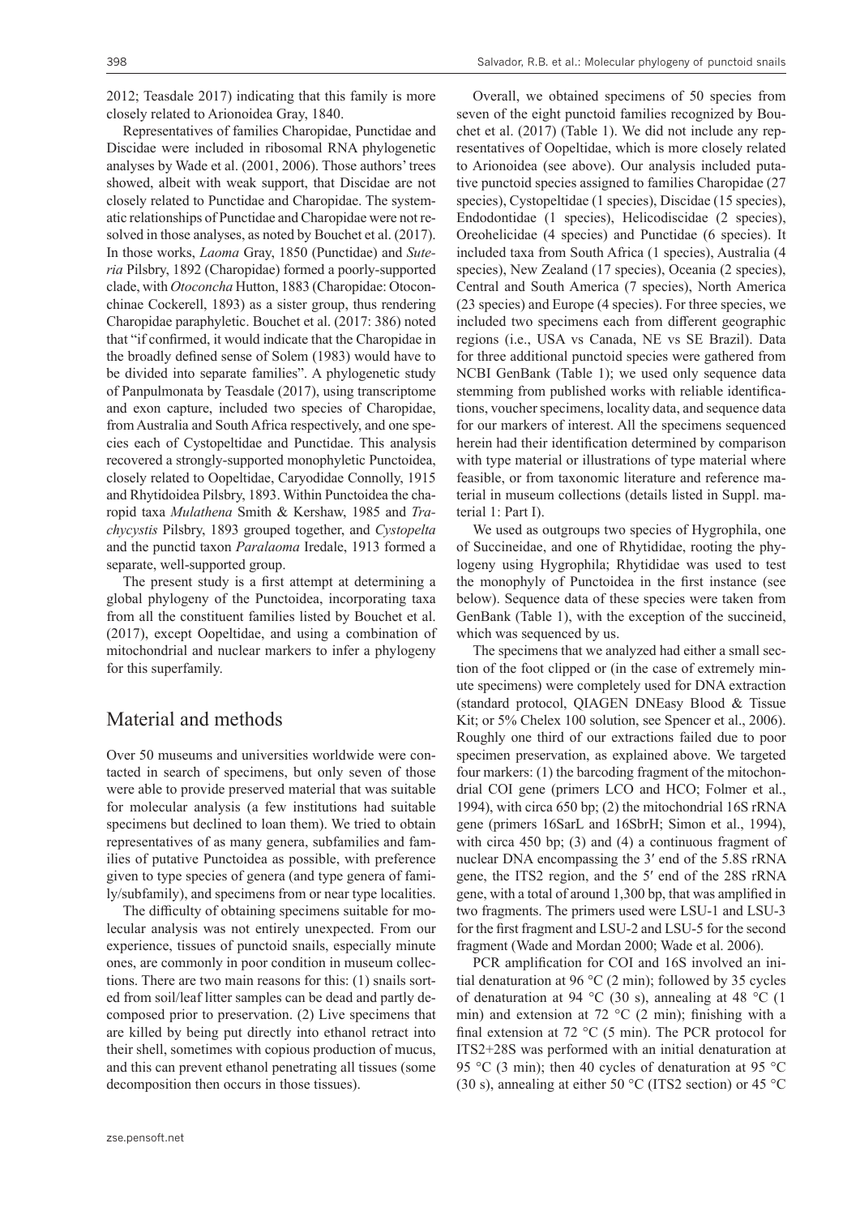2012; Teasdale 2017) indicating that this family is more closely related to Arionoidea Gray, 1840.

Representatives of families Charopidae, Punctidae and Discidae were included in ribosomal RNA phylogenetic analyses by Wade et al. (2001, 2006). Those authors' trees showed, albeit with weak support, that Discidae are not closely related to Punctidae and Charopidae. The systematic relationships of Punctidae and Charopidae were not resolved in those analyses, as noted by Bouchet et al. (2017). In those works, *Laoma* Gray, 1850 (Punctidae) and *Suteria* Pilsbry, 1892 (Charopidae) formed a poorly-supported clade, with *Otoconcha* Hutton, 1883 (Charopidae: Otoconchinae Cockerell, 1893) as a sister group, thus rendering Charopidae paraphyletic. Bouchet et al. (2017: 386) noted that "if confirmed, it would indicate that the Charopidae in the broadly defined sense of Solem (1983) would have to be divided into separate families". A phylogenetic study of Panpulmonata by Teasdale (2017), using transcriptome and exon capture, included two species of Charopidae, from Australia and South Africa respectively, and one species each of Cystopeltidae and Punctidae. This analysis recovered a strongly-supported monophyletic Punctoidea, closely related to Oopeltidae, Caryodidae Connolly, 1915 and Rhytidoidea Pilsbry, 1893. Within Punctoidea the charopid taxa *Mulathena* Smith & Kershaw, 1985 and *Trachycystis* Pilsbry, 1893 grouped together, and *Cystopelta* and the punctid taxon *Paralaoma* Iredale, 1913 formed a separate, well-supported group.

The present study is a first attempt at determining a global phylogeny of the Punctoidea, incorporating taxa from all the constituent families listed by Bouchet et al. (2017), except Oopeltidae, and using a combination of mitochondrial and nuclear markers to infer a phylogeny for this superfamily.

## Material and methods

Over 50 museums and universities worldwide were contacted in search of specimens, but only seven of those were able to provide preserved material that was suitable for molecular analysis (a few institutions had suitable specimens but declined to loan them). We tried to obtain representatives of as many genera, subfamilies and families of putative Punctoidea as possible, with preference given to type species of genera (and type genera of family/subfamily), and specimens from or near type localities.

The difficulty of obtaining specimens suitable for molecular analysis was not entirely unexpected. From our experience, tissues of punctoid snails, especially minute ones, are commonly in poor condition in museum collections. There are two main reasons for this: (1) snails sorted from soil/leaf litter samples can be dead and partly decomposed prior to preservation. (2) Live specimens that are killed by being put directly into ethanol retract into their shell, sometimes with copious production of mucus, and this can prevent ethanol penetrating all tissues (some decomposition then occurs in those tissues).

Overall, we obtained specimens of 50 species from seven of the eight punctoid families recognized by Bouchet et al. (2017) (Table 1). We did not include any representatives of Oopeltidae, which is more closely related to Arionoidea (see above). Our analysis included putative punctoid species assigned to families Charopidae (27 species), Cystopeltidae (1 species), Discidae (15 species), Endodontidae (1 species), Helicodiscidae (2 species), Oreohelicidae (4 species) and Punctidae (6 species). It included taxa from South Africa (1 species), Australia (4 species), New Zealand (17 species), Oceania (2 species), Central and South America (7 species), North America (23 species) and Europe (4 species). For three species, we included two specimens each from different geographic regions (i.e., USA vs Canada, NE vs SE Brazil). Data for three additional punctoid species were gathered from NCBI GenBank (Table 1); we used only sequence data stemming from published works with reliable identifications, voucher specimens, locality data, and sequence data for our markers of interest. All the specimens sequenced herein had their identification determined by comparison with type material or illustrations of type material where feasible, or from taxonomic literature and reference material in museum collections (details listed in Suppl. material 1: Part I).

We used as outgroups two species of Hygrophila, one of Succineidae, and one of Rhytididae, rooting the phylogeny using Hygrophila; Rhytididae was used to test the monophyly of Punctoidea in the first instance (see below). Sequence data of these species were taken from GenBank (Table 1), with the exception of the succineid, which was sequenced by us.

The specimens that we analyzed had either a small section of the foot clipped or (in the case of extremely minute specimens) were completely used for DNA extraction (standard protocol, QIAGEN DNEasy Blood & Tissue Kit; or 5% Chelex 100 solution, see Spencer et al., 2006). Roughly one third of our extractions failed due to poor specimen preservation, as explained above. We targeted four markers: (1) the barcoding fragment of the mitochondrial COI gene (primers LCO and HCO; Folmer et al., 1994), with circa 650 bp; (2) the mitochondrial 16S rRNA gene (primers 16SarL and 16SbrH; Simon et al., 1994), with circa 450 bp; (3) and (4) a continuous fragment of nuclear DNA encompassing the 3′ end of the 5.8S rRNA gene, the ITS2 region, and the 5′ end of the 28S rRNA gene, with a total of around 1,300 bp, that was amplified in two fragments. The primers used were LSU-1 and LSU-3 for the first fragment and LSU-2 and LSU-5 for the second fragment (Wade and Mordan 2000; Wade et al. 2006).

PCR amplification for COI and 16S involved an initial denaturation at 96 °C (2 min); followed by 35 cycles of denaturation at 94 °C (30 s), annealing at 48 °C (1 min) and extension at 72 °C (2 min); finishing with a final extension at 72 °C (5 min). The PCR protocol for ITS2+28S was performed with an initial denaturation at 95 °C (3 min); then 40 cycles of denaturation at 95 °C (30 s), annealing at either 50 °C (ITS2 section) or 45 °C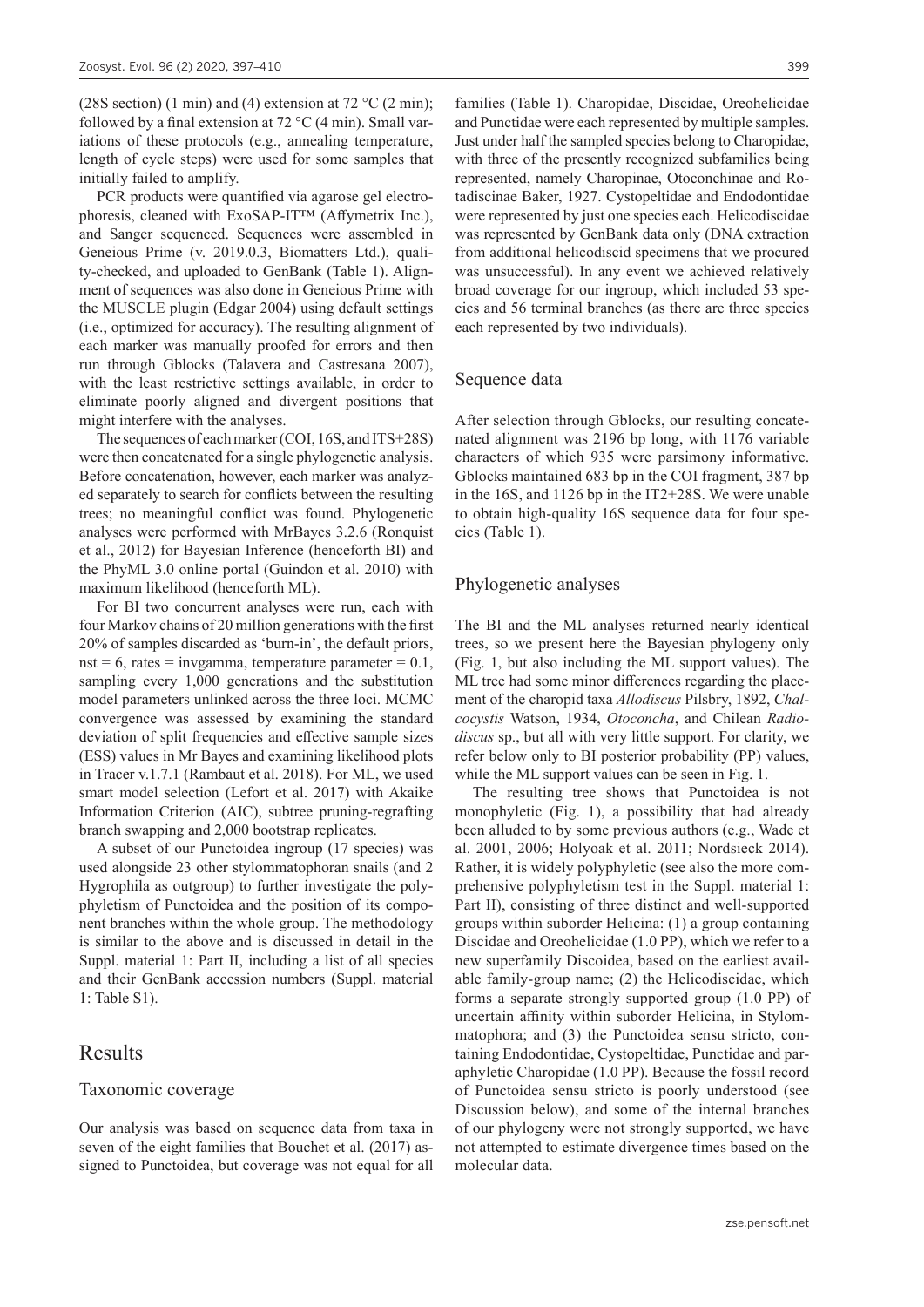(28S section) (1 min) and (4) extension at 72 °C (2 min); followed by a final extension at 72 °C (4 min). Small variations of these protocols (e.g., annealing temperature, length of cycle steps) were used for some samples that initially failed to amplify.

PCR products were quantified via agarose gel electrophoresis, cleaned with ExoSAP-IT™ (Affymetrix Inc.), and Sanger sequenced. Sequences were assembled in Geneious Prime (v. 2019.0.3, Biomatters Ltd.), quality-checked, and uploaded to GenBank (Table 1). Alignment of sequences was also done in Geneious Prime with the MUSCLE plugin (Edgar 2004) using default settings (i.e., optimized for accuracy). The resulting alignment of each marker was manually proofed for errors and then run through Gblocks (Talavera and Castresana 2007), with the least restrictive settings available, in order to eliminate poorly aligned and divergent positions that might interfere with the analyses.

The sequences of each marker (COI, 16S, and ITS+28S) were then concatenated for a single phylogenetic analysis. Before concatenation, however, each marker was analyzed separately to search for conflicts between the resulting trees; no meaningful conflict was found. Phylogenetic analyses were performed with MrBayes 3.2.6 (Ronquist et al., 2012) for Bayesian Inference (henceforth BI) and the PhyML 3.0 online portal (Guindon et al. 2010) with maximum likelihood (henceforth ML).

For BI two concurrent analyses were run, each with four Markov chains of 20 million generations with the first 20% of samples discarded as 'burn-in', the default priors, nst = 6, rates = invgamma, temperature parameter = 0.1, sampling every 1,000 generations and the substitution model parameters unlinked across the three loci. MCMC convergence was assessed by examining the standard deviation of split frequencies and effective sample sizes (ESS) values in Mr Bayes and examining likelihood plots in Tracer v.1.7.1 (Rambaut et al. 2018). For ML, we used smart model selection (Lefort et al. 2017) with Akaike Information Criterion (AIC), subtree pruning-regrafting branch swapping and 2,000 bootstrap replicates.

A subset of our Punctoidea ingroup (17 species) was used alongside 23 other stylommatophoran snails (and 2 Hygrophila as outgroup) to further investigate the polyphyletism of Punctoidea and the position of its component branches within the whole group. The methodology is similar to the above and is discussed in detail in the Suppl. material 1: Part II, including a list of all species and their GenBank accession numbers (Suppl. material 1: Table S1).

# Results

## Taxonomic coverage

Our analysis was based on sequence data from taxa in seven of the eight families that Bouchet et al. (2017) assigned to Punctoidea, but coverage was not equal for all families (Table 1). Charopidae, Discidae, Oreohelicidae and Punctidae were each represented by multiple samples. Just under half the sampled species belong to Charopidae, with three of the presently recognized subfamilies being represented, namely Charopinae, Otoconchinae and Rotadiscinae Baker, 1927. Cystopeltidae and Endodontidae were represented by just one species each. Helicodiscidae was represented by GenBank data only (DNA extraction from additional helicodiscid specimens that we procured was unsuccessful). In any event we achieved relatively broad coverage for our ingroup, which included 53 species and 56 terminal branches (as there are three species each represented by two individuals).

## Sequence data

After selection through Gblocks, our resulting concatenated alignment was 2196 bp long, with 1176 variable characters of which 935 were parsimony informative. Gblocks maintained 683 bp in the COI fragment, 387 bp in the 16S, and 1126 bp in the IT2+28S. We were unable to obtain high-quality 16S sequence data for four species (Table 1).

## Phylogenetic analyses

The BI and the ML analyses returned nearly identical trees, so we present here the Bayesian phylogeny only (Fig. 1, but also including the ML support values). The ML tree had some minor differences regarding the placement of the charopid taxa *Allodiscus* Pilsbry, 1892, *Chalcocystis* Watson, 1934, *Otoconcha*, and Chilean *Radiodiscus* sp., but all with very little support. For clarity, we refer below only to BI posterior probability (PP) values, while the ML support values can be seen in Fig. 1.

The resulting tree shows that Punctoidea is not monophyletic (Fig. 1), a possibility that had already been alluded to by some previous authors (e.g., Wade et al. 2001, 2006; Holyoak et al. 2011; Nordsieck 2014). Rather, it is widely polyphyletic (see also the more comprehensive polyphyletism test in the Suppl. material 1: Part II), consisting of three distinct and well-supported groups within suborder Helicina: (1) a group containing Discidae and Oreohelicidae (1.0 PP), which we refer to a new superfamily Discoidea, based on the earliest available family-group name; (2) the Helicodiscidae, which forms a separate strongly supported group (1.0 PP) of uncertain affinity within suborder Helicina, in Stylommatophora; and (3) the Punctoidea sensu stricto, containing Endodontidae, Cystopeltidae, Punctidae and paraphyletic Charopidae (1.0 PP). Because the fossil record of Punctoidea sensu stricto is poorly understood (see Discussion below), and some of the internal branches of our phylogeny were not strongly supported, we have not attempted to estimate divergence times based on the molecular data.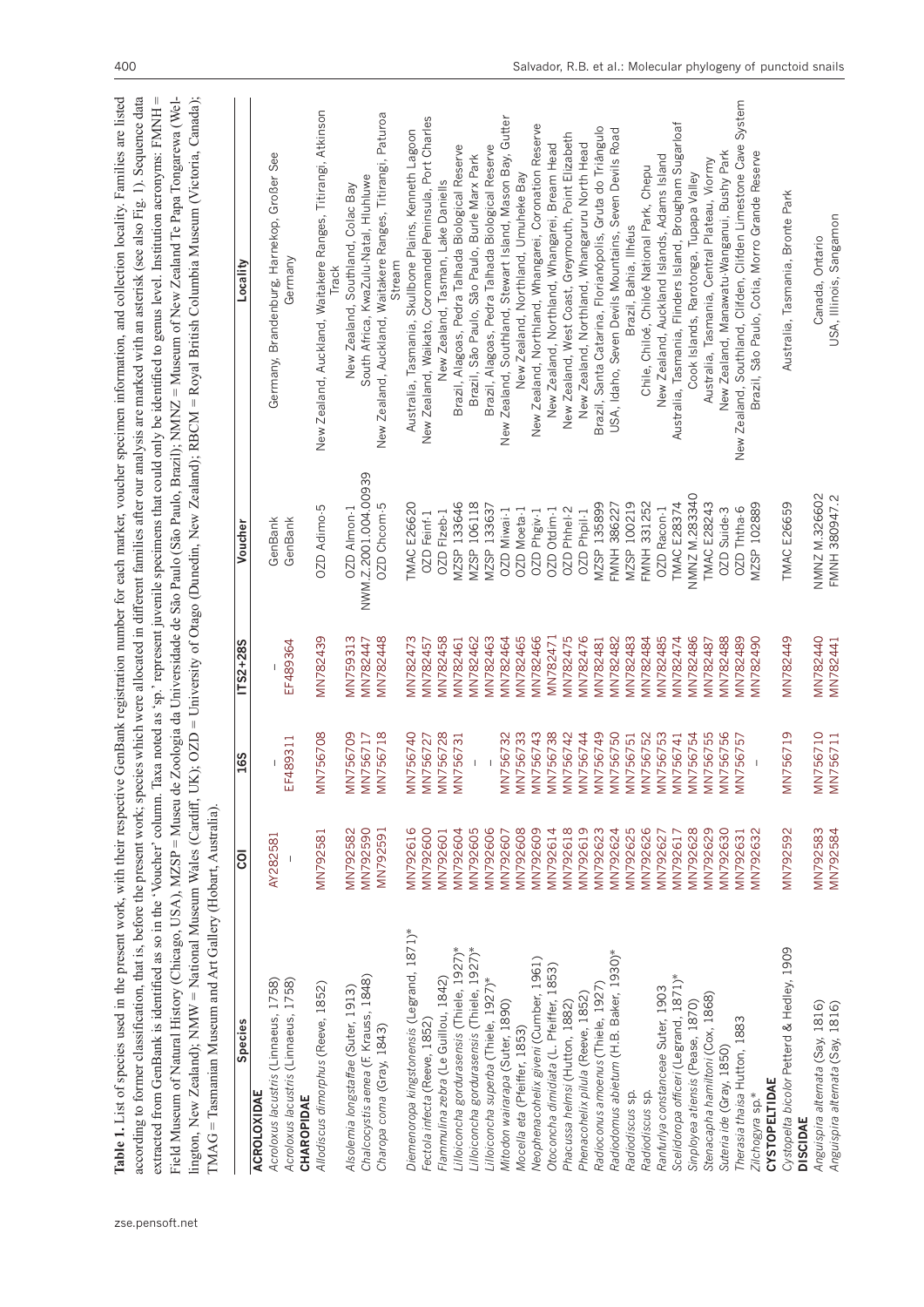**Table 1.** List of species used in the present work, with their respective GenBank registration number for each marker, voucher specimen information, and collection locality. Families are listed according to former classification, that is, before the present work; species which were allocated in different families after our analysis are marked with an asterisk (see also Fig. 1). Sequence data extracted from GenBank is identified as so in the 'Voucher' column. Taxa noted as 'sp.' represent juvenile specimens that could only be identified to genus level. Institution acronyms: FMNH = Field Museum of Natural History (Chicago, USA), MZSP = Museu de Zoologia da Universidade de São Paulo (São Paulo, Brazil); NMNZ = Museum of New Zealand Te Papa Tongarewa (Wellington, New Zealand); NMW = National Museum Wales (Cardiff, UK); OZD = University of Otago (Dunedin, New Zealand); RBCM = Royal British Columbia Museum (Victoria, Canada); TMAG = Tasmanian Museum and Art Gallery (Hobart, Australia).

| Species | COI | 16S | ITS2+28S | Voucher | Locality |
|---|---|---|---|---|---|
| **ACROLOXIDAE** | | | | | |
| *Acroloxus lacustris* (Linnaeus, 1758) | AY282581 | – | – | GenBank | Germany, Brandenburg, Harnekop, Großer See |
| *Acroloxus lacustris* (Linnaeus, 1758) | – | EF489311 | EF489364 | GenBank | Germany |
| **CHAROPIDAE** | | | | | |
| *Allodiscus dimorphus* (Reeve, 1852) | MN792581 | MN756708 | MN782439 | OZD Adimo-5 | New Zealand, Auckland, Waitakere Ranges, Titirangi, Atkinson Track |
| *Alsolemia longstaffae* (Suter, 1913) | MN792582 | MN756709 | MN759313 | OZD Almon-1 | New Zealand, Southland, Colac Bay |
| *Chalcocystis aenea* (F. Krauss, 1848) | MN792590 | MN756717 | MN782447 | NMW.Z.2001.004.00939 | South Africa, KwaZulu-Natal, Hluhluwe |
| *Charopa coma* (Gray, 1843) | MN792591 | MN756718 | MN782448 | OZD Chcom-5 | New Zealand, Auckland, Waitakere Ranges, Titirangi, Paturoa Stream |
| *Dienenoropa kingstonensis* (Legrand, 1871)* | MN792616 | MN756740 | MN782473 | TMAC E26620 | Australia, Tasmania, Skullbone Plains, Kenneth Lagoon |
| *Fectola infecta* (Reeve, 1852) | MN792600 | MN756727 | MN782457 | OZD Feinf-1 | New Zealand, Waikato, Coromandel Peninsula, Port Charles |
| *Flammulina zebra* (Le Guillou, 1842) | MN792601 | MN756728 | MN782458 | OZD Flzeb-1 | New Zealand, Tasman, Lake Daniells |
| *Lilloiconcha gordurasensis* (Thiele, 1927)* | MN792604 | MN756731 | MN782461 | MZSP 133646 | Brazil, Alagoas, Pedra Talhada Biological Reserve |
| *Lilloiconcha gordurasensis* (Thiele, 1927)* | MN792605 | – | MN782462 | MZSP 106118 | Brazil, São Paulo, São Paulo, Burle Marx Park |
| *Lilloiconcha superba* (Thiele, 1927)* | MN792606 | – | MN782463 | MZSP 133637 | Brazil, Alagoas, Pedra Talhada Biological Reserve |
| *Mitodon wairarapa* (Suter, 1890) | MN792607 | MN756732 | MN782464 | OZD Miwai-1 | New Zealand, Southland, Stewart Island, Mason Bay, Gutter |
| *Mocella eta* (Pfeiffer, 1853) | MN792608 | MN756733 | MN782465 | OZD Moeta-1 | New Zealand, Northland, Umuheke Bay |
| *Neophenacohelix giveni* (Cumber, 1961) | MN792609 | MN756743 | MN782466 | OZD Phgiv-1 | New Zealand, Northland, Whangarei, Coronation Reserve |
| *Otoconcha dimidiata* (L. Pfeiffer, 1853) | MN792614 | MN756738 | MN782471 | OZD Otdim-1 | New Zealand, Northland, Whangarei, Bream Head |
| *Phacussa helmsi* (Hutton, 1882) | MN792618 | MN756742 | MN782475 | OZD Phhel-2 | New Zealand, West Coast, Greymouth, Point Elizabeth |
| *Phenacohelix pilula* (Reeve, 1852) | MN792619 | MN756744 | MN782476 | OZD Phpil-1 | New Zealand, Northland, Whangaruru North Head |
| *Radioconus amoenus* (Thiele, 1927) | MN792623 | MN756749 | MN782481 | MZSP 135899 | Brazil, Santa Catarina, Florianópolis, Gruta do Triângulo |
| *Radiodomus abietum* (H.B. Baker, 1930)* | MN792624 | MN756750 | MN782482 | FMNH 386227 | USA, Idaho, Seven Devils Mountains, Seven Devils Road |
| *Radiodiscus* sp. | MN792625 | MN756751 | MN782483 | MZSP 100219 | Brazil, Bahia, Ilhéus |
| *Radiodiscus* sp. | MN792626 | MN756752 | MN782484 | FMNH 331252 | Chile, Chiloé, Chiloé National Park, Chepu |
| *Ranfurlya constanceae* Suter, 1903 | MN792627 | MN756753 | MN782485 | OZD Racon-1 | New Zealand, Auckland Islands, Adams Island |
| *Scelidoropa officeri* (Legrand, 1871)* | MN792617 | MN756741 | MN782474 | TMAC E28374 | Australia, Tasmania, Flinders Island, Brougham Sugarloaf |
| *Sinployea atiensis* (Pease, 1870) | MN792628 | MN756754 | MN782486 | NMNZ M.283340 | Cook Islands, Rarotonga, Tupapa Valley |
| *Stenacapha hamiltoni* (Cox, 1868) | MN792629 | MN756755 | MN782487 | TMAC E28243 | Australia, Tasmania, Central Plateau, Vormy |
| *Suteria ide* (Gray, 1850) | MN792630 | MN756756 | MN782488 | OZD Suide-3 | New Zealand, Manawatu-Wanganui, Bushy Park |
| *Therasia thaisa* Hutton, 1883 | MN792631 | MN756757 | MN782489 | OZD Ththa-6 | New Zealand, Southland, Clifden, Clifden Limestone Cave System |
| *Zilchogyra* sp.* | MN792632 | – | MN782490 | MZSP 102889 | Brazil, São Paulo, Cotia, Morro Grande Reserve |
| **CYSTOPELTIDAE** | | | | | |
| *Cystopelta bicolor* Petterd & Hedley, 1909 | MN792592 | MN756719 | MN782449 | TMAC E26659 | Australia, Tasmania, Bronte Park |
| **DISCIDAE** | | | | | |
| *Anguispira alternata* (Say, 1816) | MN792583 | MN756710 | MN782440 | NMNZ M.326602 | Canada, Ontario |
| *Anguispira alternata* (Say, 1816) | MN792584 | MN756711 | MN782441 | FMNH 380947.2 | USA, Illinois, Sangamon |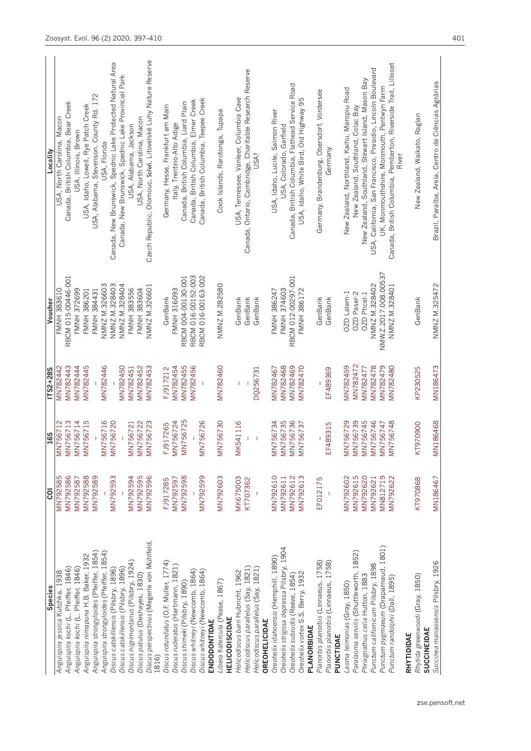| Species | COI | 16S | ITS2+28S | Voucher | Locality |
|---|---|---|---|---|---|
| *Anguispira jessica* Kutchka, 1938 | MN792585 | MN756712 | MN782442 | FMNH 383610 | USA, North Carolina, Macon |
| *Anguispira kochi* (L. Pfeiffer, 1846) | MN792586 | MN756713 | MN782443 | RBCM 015-00446-001 | Canada, British Columbia, Bear Creek |
| *Anguispira kochi* (L. Pfeiffer, 1846) | MN792587 | MN756714 | MN782444 | FMNH 372699 | USA, Illinois, Brown |
| *Anguispira nimapuna* H.B. Baker, 1932 | MN792588 | MN756715 | MN782445 | FMNH 386201 | USA, Idaho, Lowell, Rye Patch Creek |
| *Anguispira strongyloides* (Pfeiffer, 1854) | MN792589 | – | – | FMNH 384431 | USA, Alabama, Stevenson, County Rd. 172 |
| *Anguispira strongyloides* (Pfeiffer, 1854) | – | MN756716 | MN782446 | NMNZ M.326603 | USA, Florida |
| *Discus catskillensis* (Pilsbry, 1896) | MN792593 | MN756720 | – | NMNZ M.328403 | Canada, New Brunswick, Spednic Lake Protected Natural Area |
| *Discus catskillensis* (Pilsbry, 1896) | – | – | MN782450 | NMNZ M.328404 | Canada, New Brunswick, Spednic Lake Provincial Park |
| *Discus nigrimontanus* (Pilsbry, 1924) | MN792594 | MN756721 | MN782451 | FMNH 383556 | USA, Alabama, Jackson |
| *Discus patulus* (Deshayes, 1830) | MN792595 | MN756722 | MN782452 | FMNH 383604 | USA, North Carolina, Macon |
| *Discus perspectivus* (Megerle von Muhlfeld, 1816) | MN792596 | MN756723 | MN782453 | NMNZ M.326601 | Czech Republic, Olomouc, Štěrň, Litovelské Luhy Nature Reserve |
| *Discus rotundatus* (O.F. Müller, 1774) | FJ917285 | FJ917265 | FJ917212 | GenBank | Germany, Hesse, Frankfurt am Main |
| *Discus ruderatus* (Hartmann, 1821) | MN792597 | MN756724 | MN782454 | FMNH 316093 | Italy, Trentino-Alto Adige |
| *Discus shimeki* (Pilsbry, 1890) | MN792598 | MN756725 | MN782455 | RBCM 004-00130-001 | Canada, British Columbia, Liard Plain |
| *Discus whitneyi* (Newcomb, 1864) | – | – | MN782456 | RBCM 016-00152-003 | Canada, British Columbia, Elmer Creek |
| *Discus whitneyi* (Newcomb, 1864) | MN792599 | MN756726 | – | RBCM 016-00163-002 | Canada, British Columbia, Teepee Creek |
| **ENDODONTIDAE** | | | | | |
| *Libera fratercula* (Pease, 1867) | MN792603 | MN756730 | MN782460 | NMNZ M.282580 | Cook Islands, Rarotonga, Tupapa |
| **HELICODISCIDAE** | | | | | |
| *Helicodiscus barri* Hubricht, 1962 | MK675003 | MK541116 | – | GenBank | USA, Tennessee, Vanleer, Columbia Cave |
| *Helicodiscus parallelus* (Say, 1821) | KT707362 | – | – | GenBank | Canada, Ontario, Cambridge, Charitable Research Reserve |
| *Helicodiscus parallelus* (Say, 1821) | – | – | DQ256731 | GenBank | USA? |
| **OREOHELICIDAE** | | | | | |
| *Oreohelix idahoensis* (Hemphill, 1890) | MN792610 | MN756734 | MN782467 | FMNH 386247 | USA, Idaho, Lucile, Salmon River |
| *Oreohelix strigosa depressa* Pilsbry, 1904 | MN792611 | MN756735 | MN782468 | FMNH 374603 | USA, Colorado, Garfield |
| *Oreohelix subrudis* (Reeve, 1854) | MN792612 | MN756736 | MN782469 | RBCM 012-00297-001 | Canada, British Columbia, Flathead Service Road |
| *Oreohelix vortex* S.S. Berry, 1932 | MN792613 | MN756737 | MN782470 | FMNH 386172 | USA, Idaho, White Bird, Old Highway 95 |
| **PLANORBIDAE** | | | | | |
| *Planorbis planorbis* (Linnaeus, 1758) | EF012175 | – | – | GenBank | Germany, Brandenburg, Obersdorf, Vordersee |
| *Planorbis planorbis* (Linnaeus, 1758) | – | EF489315 | EF489369 | GenBank | Germany |
| **PUNCTIDAE** | | | | | |
| *Laoma leimonias* (Gray, 1850) | MN792602 | MN756729 | MN782459 | OZD Lalem-1 | New Zealand, Northland, Kaihu, Maropiu Road |
| *Paralaoma servilis* (Shuttleworth, 1852) | MN792615 | MN756739 | MN782472 | OZD Paser-2 | New Zealand, Southland, Colac Bay |
| *Phrixgnathus celia* Hutton, 1883 | MN792620 | MN756745 | MN782477 | OZD Phcel-1 | New Zealand, Southland, Stewart Island, Mason Bay |
| *Punctum californicum* Pilsbry, 1898 | MN792621 | MN756746 | MN782478 | NMNZ M.328402 | USA, California, San Francisco, Presidio, Lincoln Boulevard |
| *Punctum pygmaeum* (Draparnaud, 1801) | MN812719 | MN756747 | MN782479 | NMW.Z.2017.008.00537 | UK, Monmouthshire, Monmouth, Pentwyn Farm |
| *Punctum randolphii* (Dall, 1895) | MN792622 | MN756748 | MN782480 | NMNZ M.328401 | Canada, British Columbia, Pemberton, Riverside Trail, Lillooet River |
| **RHYTIDIDAE** | | | | | |
| *Rhytida greenwoodi* (Gray, 1850) | KT970868 | KT970900 | KP230525 | GenBank | New Zealand, Waikato, Raglan |
| **SUCCINEIDAE** | | | | | |
| *Succinea manaosensis* Pilsbry, 1926 | MN186467 | MN186468 | MN186473 | NMNZ M.325472 | Brazil, Paraíba, Areia, Centro de Ciências Agrárias |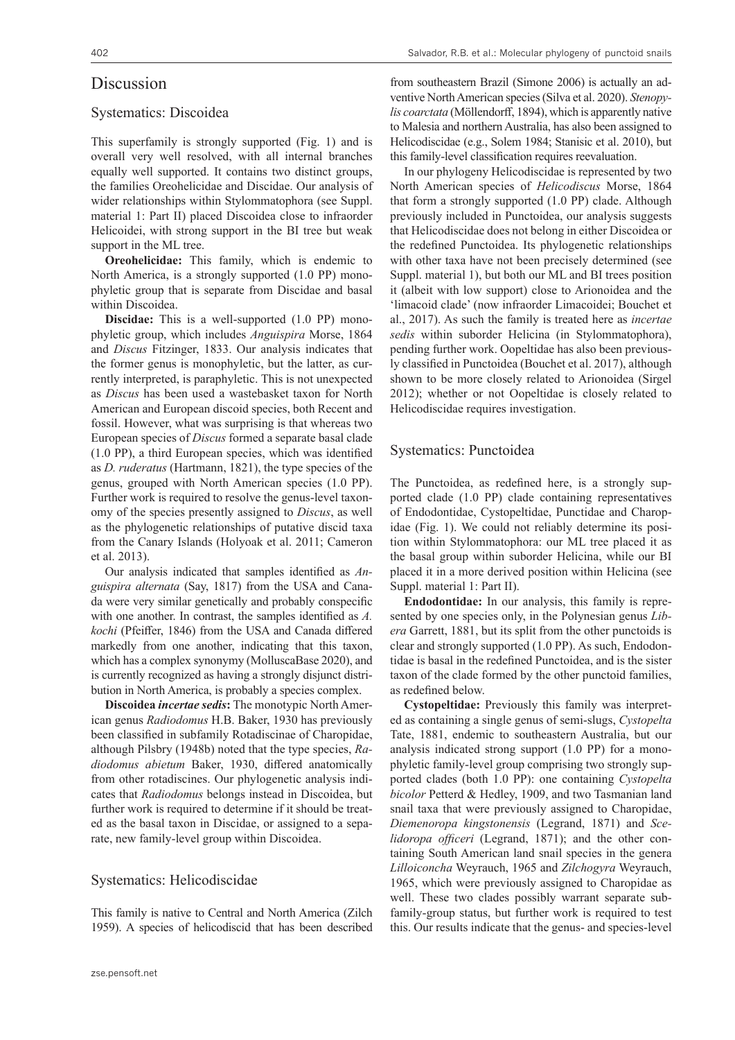# Discussion

## Systematics: Discoidea

This superfamily is strongly supported (Fig. 1) and is overall very well resolved, with all internal branches equally well supported. It contains two distinct groups, the families Oreohelicidae and Discidae. Our analysis of wider relationships within Stylommatophora (see Suppl. material 1: Part II) placed Discoidea close to infraorder Helicoidei, with strong support in the BI tree but weak support in the ML tree.

**Oreohelicidae:** This family, which is endemic to North America, is a strongly supported (1.0 PP) monophyletic group that is separate from Discidae and basal within Discoidea.

**Discidae:** This is a well-supported (1.0 PP) monophyletic group, which includes *Anguispira* Morse, 1864 and *Discus* Fitzinger, 1833. Our analysis indicates that the former genus is monophyletic, but the latter, as currently interpreted, is paraphyletic. This is not unexpected as *Discus* has been used a wastebasket taxon for North American and European discoid species, both Recent and fossil. However, what was surprising is that whereas two European species of *Discus* formed a separate basal clade (1.0 PP), a third European species, which was identified as *D. ruderatus* (Hartmann, 1821), the type species of the genus, grouped with North American species (1.0 PP). Further work is required to resolve the genus-level taxonomy of the species presently assigned to *Discus*, as well as the phylogenetic relationships of putative discid taxa from the Canary Islands (Holyoak et al. 2011; Cameron et al. 2013).

Our analysis indicated that samples identified as *Anguispira alternata* (Say, 1817) from the USA and Canada were very similar genetically and probably conspecific with one another. In contrast, the samples identified as *A. kochi* (Pfeiffer, 1846) from the USA and Canada differed markedly from one another, indicating that this taxon, which has a complex synonymy (MolluscaBase 2020), and is currently recognized as having a strongly disjunct distribution in North America, is probably a species complex.

**Discoidea *incertae sedis*:** The monotypic North American genus *Radiodomus* H.B. Baker, 1930 has previously been classified in subfamily Rotadiscinae of Charopidae, although Pilsbry (1948b) noted that the type species, *Radiodomus abietum* Baker, 1930, differed anatomically from other rotadiscines. Our phylogenetic analysis indicates that *Radiodomus* belongs instead in Discoidea, but further work is required to determine if it should be treated as the basal taxon in Discidae, or assigned to a separate, new family-level group within Discoidea.

## Systematics: Helicodiscidae

This family is native to Central and North America (Zilch 1959). A species of helicodiscid that has been described from southeastern Brazil (Simone 2006) is actually an adventive North American species (Silva et al. 2020). *Stenopylis coarctata* (Möllendorff, 1894), which is apparently native to Malesia and northern Australia, has also been assigned to Helicodiscidae (e.g., Solem 1984; Stanisic et al. 2010), but this family-level classification requires reevaluation.

In our phylogeny Helicodiscidae is represented by two North American species of *Helicodiscus* Morse, 1864 that form a strongly supported (1.0 PP) clade. Although previously included in Punctoidea, our analysis suggests that Helicodiscidae does not belong in either Discoidea or the redefined Punctoidea. Its phylogenetic relationships with other taxa have not been precisely determined (see Suppl. material 1), but both our ML and BI trees position it (albeit with low support) close to Arionoidea and the 'limacoid clade' (now infraorder Limacoidei; Bouchet et al., 2017). As such the family is treated here as *incertae sedis* within suborder Helicina (in Stylommatophora), pending further work. Oopeltidae has also been previously classified in Punctoidea (Bouchet et al. 2017), although shown to be more closely related to Arionoidea (Sirgel 2012); whether or not Oopeltidae is closely related to Helicodiscidae requires investigation.

## Systematics: Punctoidea

The Punctoidea, as redefined here, is a strongly supported clade (1.0 PP) clade containing representatives of Endodontidae, Cystopeltidae, Punctidae and Charopidae (Fig. 1). We could not reliably determine its position within Stylommatophora: our ML tree placed it as the basal group within suborder Helicina, while our BI placed it in a more derived position within Helicina (see Suppl. material 1: Part II).

**Endodontidae:** In our analysis, this family is represented by one species only, in the Polynesian genus *Libera* Garrett, 1881, but its split from the other punctoids is clear and strongly supported (1.0 PP). As such, Endodontidae is basal in the redefined Punctoidea, and is the sister taxon of the clade formed by the other punctoid families, as redefined below.

**Cystopeltidae:** Previously this family was interpreted as containing a single genus of semi-slugs, *Cystopelta* Tate, 1881, endemic to southeastern Australia, but our analysis indicated strong support (1.0 PP) for a monophyletic family-level group comprising two strongly supported clades (both 1.0 PP): one containing *Cystopelta bicolor* Petterd & Hedley, 1909, and two Tasmanian land snail taxa that were previously assigned to Charopidae, *Diemenoropa kingstonensis* (Legrand, 1871) and *Scelidoropa officeri* (Legrand, 1871); and the other containing South American land snail species in the genera *Lilloiconcha* Weyrauch, 1965 and *Zilchogyra* Weyrauch, 1965, which were previously assigned to Charopidae as well. These two clades possibly warrant separate subfamily-group status, but further work is required to test this. Our results indicate that the genus- and species-level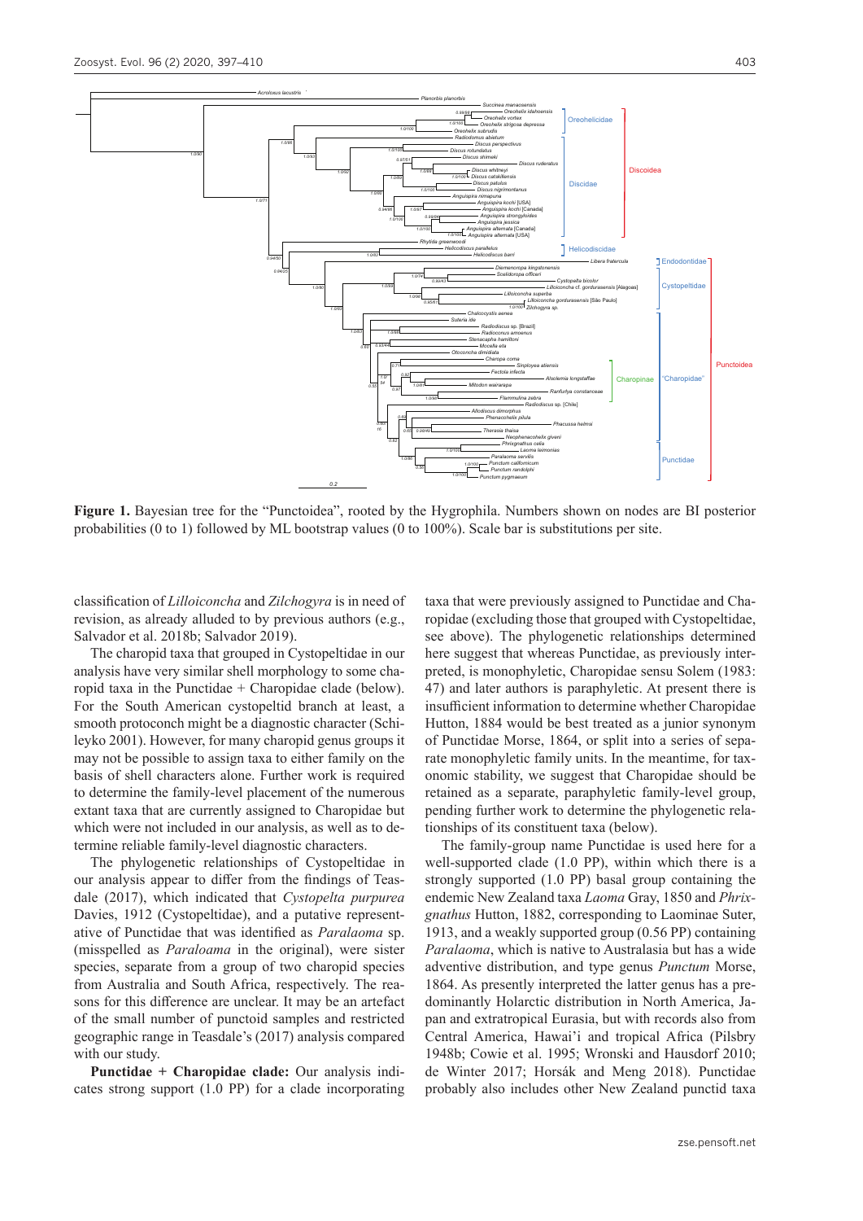**Figure 1.** Bayesian tree for the "Punctoidea", rooted by the Hygrophila. Numbers shown on nodes are BI posterior probabilities (0 to 1) followed by ML bootstrap values (0 to 100%). Scale bar is substitutions per site.

classification of *Lilloiconcha* and *Zilchogyra* is in need of revision, as already alluded to by previous authors (e.g., Salvador et al. 2018b; Salvador 2019).

The charopid taxa that grouped in Cystopeltidae in our analysis have very similar shell morphology to some charopid taxa in the Punctidae + Charopidae clade (below). For the South American cystopeltid branch at least, a smooth protoconch might be a diagnostic character (Schileyko 2001). However, for many charopid genus groups it may not be possible to assign taxa to either family on the basis of shell characters alone. Further work is required to determine the family-level placement of the numerous extant taxa that are currently assigned to Charopidae but which were not included in our analysis, as well as to determine reliable family-level diagnostic characters.

The phylogenetic relationships of Cystopeltidae in our analysis appear to differ from the findings of Teasdale (2017), which indicated that *Cystopelta purpurea* Davies, 1912 (Cystopeltidae), and a putative representative of Punctidae that was identified as *Paralaoma* sp. (misspelled as *Paraloama* in the original), were sister species, separate from a group of two charopid species from Australia and South Africa, respectively. The reasons for this difference are unclear. It may be an artefact of the small number of punctoid samples and restricted geographic range in Teasdale's (2017) analysis compared with our study.

**Punctidae + Charopidae clade:** Our analysis indicates strong support (1.0 PP) for a clade incorporating taxa that were previously assigned to Punctidae and Charopidae (excluding those that grouped with Cystopeltidae, see above). The phylogenetic relationships determined here suggest that whereas Punctidae, as previously interpreted, is monophyletic, Charopidae sensu Solem (1983: 47) and later authors is paraphyletic. At present there is insufficient information to determine whether Charopidae Hutton, 1884 would be best treated as a junior synonym of Punctidae Morse, 1864, or split into a series of separate monophyletic family units. In the meantime, for taxonomic stability, we suggest that Charopidae should be retained as a separate, paraphyletic family-level group, pending further work to determine the phylogenetic relationships of its constituent taxa (below).

The family-group name Punctidae is used here for a well-supported clade (1.0 PP), within which there is a strongly supported (1.0 PP) basal group containing the endemic New Zealand taxa *Laoma* Gray, 1850 and *Phrixgnathus* Hutton, 1882, corresponding to Laominae Suter, 1913, and a weakly supported group (0.56 PP) containing *Paralaoma*, which is native to Australasia but has a wide adventive distribution, and type genus *Punctum* Morse, 1864. As presently interpreted the latter genus has a predominantly Holarctic distribution in North America, Japan and extratropical Eurasia, but with records also from Central America, Hawai'i and tropical Africa (Pilsbry 1948b; Cowie et al. 1995; Wronski and Hausdorf 2010; de Winter 2017; Horsák and Meng 2018). Punctidae probably also includes other New Zealand punctid taxa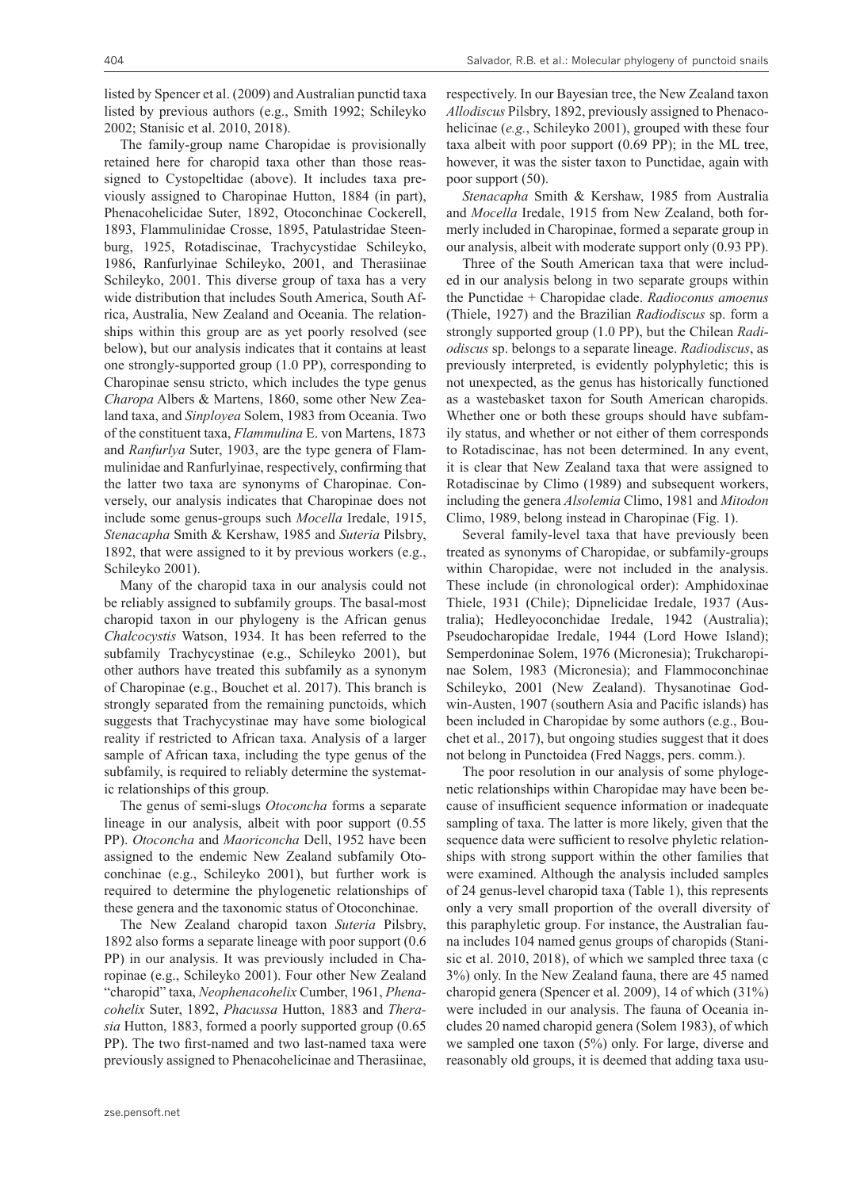listed by Spencer et al. (2009) and Australian punctid taxa listed by previous authors (e.g., Smith 1992; Schileyko 2002; Stanisic et al. 2010, 2018).

The family-group name Charopidae is provisionally retained here for charopid taxa other than those reassigned to Cystopeltidae (above). It includes taxa previously assigned to Charopinae Hutton, 1884 (in part), Phenacohelicidae Suter, 1892, Otoconchinae Cockerell, 1893, Flammulinidae Crosse, 1895, Patulastridae Steenburg, 1925, Rotadiscinae, Trachycystidae Schileyko, 1986, Ranfurlyinae Schileyko, 2001, and Therasiinae Schileyko, 2001. This diverse group of taxa has a very wide distribution that includes South America, South Africa, Australia, New Zealand and Oceania. The relationships within this group are as yet poorly resolved (see below), but our analysis indicates that it contains at least one strongly-supported group (1.0 PP), corresponding to Charopinae sensu stricto, which includes the type genus *Charopa* Albers & Martens, 1860, some other New Zealand taxa, and *Sinployea* Solem, 1983 from Oceania. Two of the constituent taxa, *Flammulina* E. von Martens, 1873 and *Ranfurlya* Suter, 1903, are the type genera of Flammulinidae and Ranfurlyinae, respectively, confirming that the latter two taxa are synonyms of Charopinae. Conversely, our analysis indicates that Charopinae does not include some genus-groups such *Mocella* Iredale, 1915, *Stenacapha* Smith & Kershaw, 1985 and *Suteria* Pilsbry, 1892, that were assigned to it by previous workers (e.g., Schileyko 2001).

Many of the charopid taxa in our analysis could not be reliably assigned to subfamily groups. The basal-most charopid taxon in our phylogeny is the African genus *Chalcocystis* Watson, 1934. It has been referred to the subfamily Trachycystinae (e.g., Schileyko 2001), but other authors have treated this subfamily as a synonym of Charopinae (e.g., Bouchet et al. 2017). This branch is strongly separated from the remaining punctoids, which suggests that Trachycystinae may have some biological reality if restricted to African taxa. Analysis of a larger sample of African taxa, including the type genus of the subfamily, is required to reliably determine the systematic relationships of this group.

The genus of semi-slugs *Otoconcha* forms a separate lineage in our analysis, albeit with poor support (0.55 PP). *Otoconcha* and *Maoriconcha* Dell, 1952 have been assigned to the endemic New Zealand subfamily Otoconchinae (e.g., Schileyko 2001), but further work is required to determine the phylogenetic relationships of these genera and the taxonomic status of Otoconchinae.

The New Zealand charopid taxon *Suteria* Pilsbry, 1892 also forms a separate lineage with poor support (0.6 PP) in our analysis. It was previously included in Charopinae (e.g., Schileyko 2001). Four other New Zealand "charopid" taxa, *Neophenacohelix* Cumber, 1961, *Phenacohelix* Suter, 1892, *Phacussa* Hutton, 1883 and *Therasia* Hutton, 1883, formed a poorly supported group (0.65 PP). The two first-named and two last-named taxa were previously assigned to Phenacohelicinae and Therasiinae, respectively. In our Bayesian tree, the New Zealand taxon *Allodiscus* Pilsbry, 1892, previously assigned to Phenacohelicinae (*e.g.*, Schileyko 2001), grouped with these four taxa albeit with poor support (0.69 PP); in the ML tree, however, it was the sister taxon to Punctidae, again with poor support (50).

*Stenacapha* Smith & Kershaw, 1985 from Australia and *Mocella* Iredale, 1915 from New Zealand, both formerly included in Charopinae, formed a separate group in our analysis, albeit with moderate support only (0.93 PP).

Three of the South American taxa that were included in our analysis belong in two separate groups within the Punctidae + Charopidae clade. *Radioconus amoenus* (Thiele, 1927) and the Brazilian *Radiodiscus* sp. form a strongly supported group (1.0 PP), but the Chilean *Radiodiscus* sp. belongs to a separate lineage. *Radiodiscus*, as previously interpreted, is evidently polyphyletic; this is not unexpected, as the genus has historically functioned as a wastebasket taxon for South American charopids. Whether one or both these groups should have subfamily status, and whether or not either of them corresponds to Rotadiscinae, has not been determined. In any event, it is clear that New Zealand taxa that were assigned to Rotadiscinae by Climo (1989) and subsequent workers, including the genera *Alsolemia* Climo, 1981 and *Mitodon* Climo, 1989, belong instead in Charopinae (Fig. 1).

Several family-level taxa that have previously been treated as synonyms of Charopidae, or subfamily-groups within Charopidae, were not included in the analysis. These include (in chronological order): Amphidoxinae Thiele, 1931 (Chile); Dipnelicidae Iredale, 1937 (Australia); Hedleyoconchidae Iredale, 1942 (Australia); Pseudocharopidae Iredale, 1944 (Lord Howe Island); Semperdoninae Solem, 1976 (Micronesia); Trukcharopinae Solem, 1983 (Micronesia); and Flammoconchinae Schileyko, 2001 (New Zealand). Thysanotinae Godwin-Austen, 1907 (southern Asia and Pacific islands) has been included in Charopidae by some authors (e.g., Bouchet et al., 2017), but ongoing studies suggest that it does not belong in Punctoidea (Fred Naggs, pers. comm.).

The poor resolution in our analysis of some phylogenetic relationships within Charopidae may have been because of insufficient sequence information or inadequate sampling of taxa. The latter is more likely, given that the sequence data were sufficient to resolve phyletic relationships with strong support within the other families that were examined. Although the analysis included samples of 24 genus-level charopid taxa (Table 1), this represents only a very small proportion of the overall diversity of this paraphyletic group. For instance, the Australian fauna includes 104 named genus groups of charopids (Stanisic et al. 2010, 2018), of which we sampled three taxa (c 3%) only. In the New Zealand fauna, there are 45 named charopid genera (Spencer et al. 2009), 14 of which (31%) were included in our analysis. The fauna of Oceania includes 20 named charopid genera (Solem 1983), of which we sampled one taxon (5%) only. For large, diverse and reasonably old groups, it is deemed that adding taxa usu-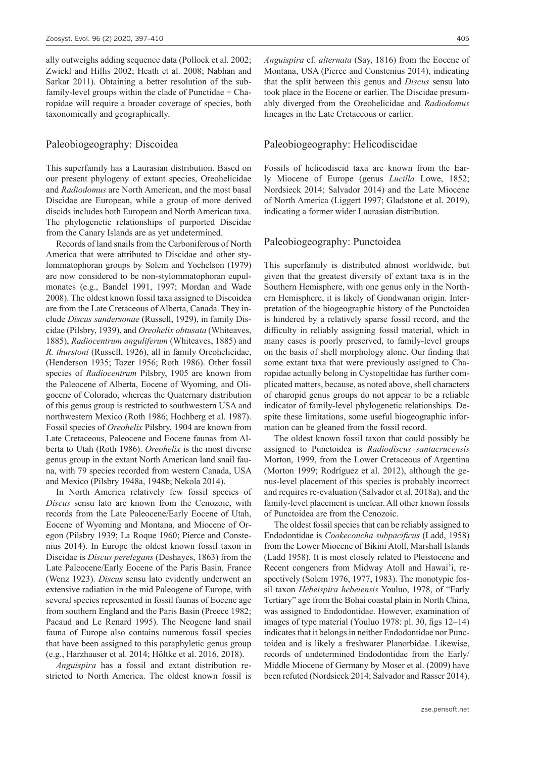ally outweighs adding sequence data (Pollock et al. 2002; Zwickl and Hillis 2002; Heath et al. 2008; Nabhan and Sarkar 2011). Obtaining a better resolution of the subfamily-level groups within the clade of Punctidae + Charopidae will require a broader coverage of species, both taxonomically and geographically.

## Paleobiogeography: Discoidea

This superfamily has a Laurasian distribution. Based on our present phylogeny of extant species, Oreohelicidae and *Radiodomus* are North American, and the most basal Discidae are European, while a group of more derived discids includes both European and North American taxa. The phylogenetic relationships of purported Discidae from the Canary Islands are as yet undetermined.

Records of land snails from the Carboniferous of North America that were attributed to Discidae and other stylommatophoran groups by Solem and Yochelson (1979) are now considered to be non-stylommatophoran eupulmonates (e.g., Bandel 1991, 1997; Mordan and Wade 2008). The oldest known fossil taxa assigned to Discoidea are from the Late Cretaceous of Alberta, Canada. They include *Discus sandersonae* (Russell, 1929), in family Discidae (Pilsbry, 1939), and *Oreohelix obtusata* (Whiteaves, 1885), *Radiocentrum anguliferum* (Whiteaves, 1885) and *R. thurstoni* (Russell, 1926), all in family Oreohelicidae, (Henderson 1935; Tozer 1956; Roth 1986). Other fossil species of *Radiocentrum* Pilsbry, 1905 are known from the Paleocene of Alberta, Eocene of Wyoming, and Oligocene of Colorado, whereas the Quaternary distribution of this genus group is restricted to southwestern USA and northwestern Mexico (Roth 1986; Hochberg et al. 1987). Fossil species of *Oreohelix* Pilsbry, 1904 are known from Late Cretaceous, Paleocene and Eocene faunas from Alberta to Utah (Roth 1986). *Oreohelix* is the most diverse genus group in the extant North American land snail fauna, with 79 species recorded from western Canada, USA and Mexico (Pilsbry 1948a, 1948b; Nekola 2014).

In North America relatively few fossil species of *Discus* sensu lato are known from the Cenozoic, with records from the Late Paleocene/Early Eocene of Utah, Eocene of Wyoming and Montana, and Miocene of Oregon (Pilsbry 1939; La Roque 1960; Pierce and Constenius 2014). In Europe the oldest known fossil taxon in Discidae is *Discus perelegans* (Deshayes, 1863) from the Late Paleocene/Early Eocene of the Paris Basin, France (Wenz 1923). *Discus* sensu lato evidently underwent an extensive radiation in the mid Paleogene of Europe, with several species represented in fossil faunas of Eocene age from southern England and the Paris Basin (Preece 1982; Pacaud and Le Renard 1995). The Neogene land snail fauna of Europe also contains numerous fossil species that have been assigned to this paraphyletic genus group (e.g., Harzhauser et al. 2014; Höltke et al. 2016, 2018).

*Anguispira* has a fossil and extant distribution restricted to North America. The oldest known fossil is *Anguispira* cf. *alternata* (Say, 1816) from the Eocene of Montana, USA (Pierce and Constenius 2014), indicating that the split between this genus and *Discus* sensu lato took place in the Eocene or earlier. The Discidae presumably diverged from the Oreohelicidae and *Radiodomus* lineages in the Late Cretaceous or earlier.

## Paleobiogeography: Helicodiscidae

Fossils of helicodiscid taxa are known from the Early Miocene of Europe (genus *Lucilla* Lowe, 1852; Nordsieck 2014; Salvador 2014) and the Late Miocene of North America (Liggert 1997; Gladstone et al. 2019), indicating a former wider Laurasian distribution.

## Paleobiogeography: Punctoidea

This superfamily is distributed almost worldwide, but given that the greatest diversity of extant taxa is in the Southern Hemisphere, with one genus only in the Northern Hemisphere, it is likely of Gondwanan origin. Interpretation of the biogeographic history of the Punctoidea is hindered by a relatively sparse fossil record, and the difficulty in reliably assigning fossil material, which in many cases is poorly preserved, to family-level groups on the basis of shell morphology alone. Our finding that some extant taxa that were previously assigned to Charopidae actually belong in Cystopeltidae has further complicated matters, because, as noted above, shell characters of charopid genus groups do not appear to be a reliable indicator of family-level phylogenetic relationships. Despite these limitations, some useful biogeographic information can be gleaned from the fossil record.

The oldest known fossil taxon that could possibly be assigned to Punctoidea is *Radiodiscus santacrucensis* Morton, 1999, from the Lower Cretaceous of Argentina (Morton 1999; Rodríguez et al. 2012), although the genus-level placement of this species is probably incorrect and requires re-evaluation (Salvador et al. 2018a), and the family-level placement is unclear. All other known fossils of Punctoidea are from the Cenozoic.

The oldest fossil species that can be reliably assigned to Endodontidae is *Cookeconcha subpacificus* (Ladd, 1958) from the Lower Miocene of Bikini Atoll, Marshall Islands (Ladd 1958). It is most closely related to Pleistocene and Recent congeners from Midway Atoll and Hawai'i, respectively (Solem 1976, 1977, 1983). The monotypic fossil taxon *Hebeispira hebeiensis* Youluo, 1978, of "Early Tertiary" age from the Bohai coastal plain in North China, was assigned to Endodontidae. However, examination of images of type material (Youluo 1978: pl. 30, figs 12–14) indicates that it belongs in neither Endodontidae nor Punctoidea and is likely a freshwater Planorbidae. Likewise, records of undetermined Endodontidae from the Early/Middle Miocene of Germany by Moser et al. (2009) have been refuted (Nordsieck 2014; Salvador and Rasser 2014).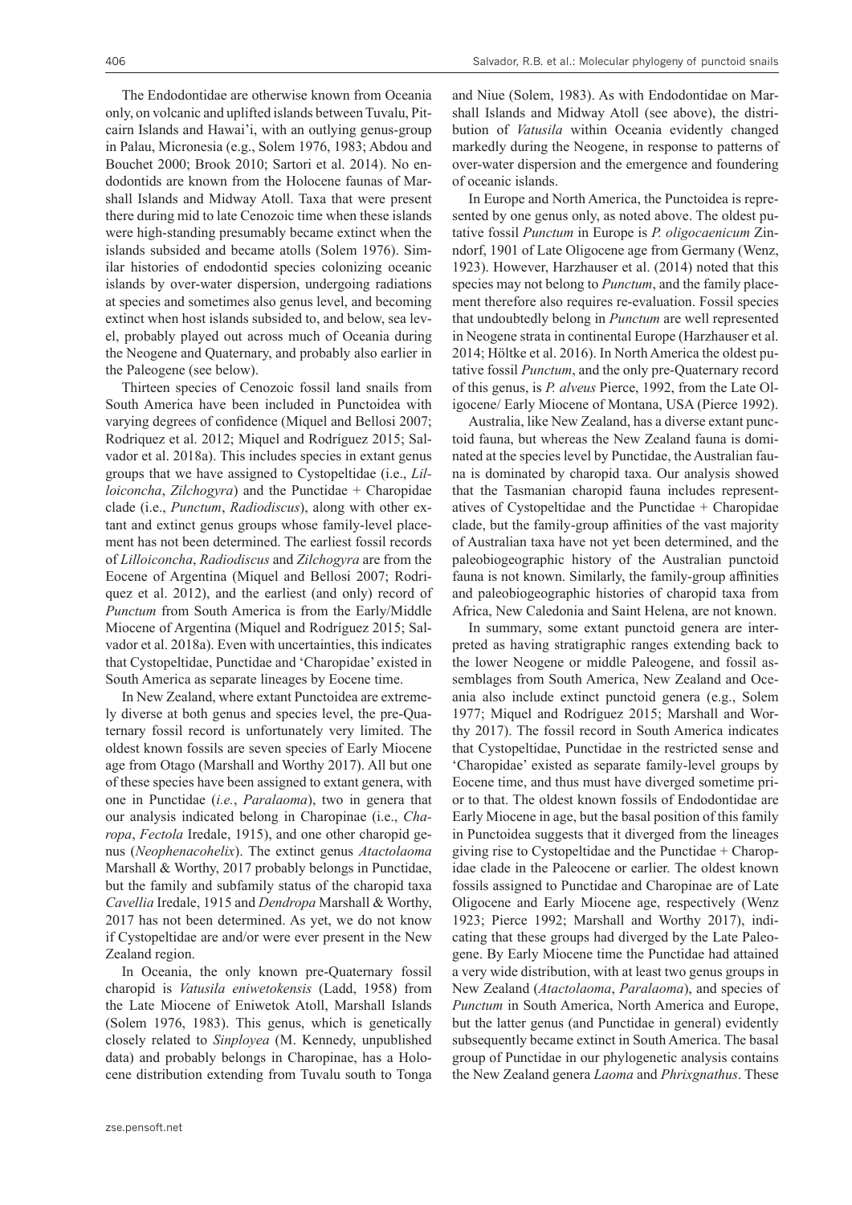The Endodontidae are otherwise known from Oceania only, on volcanic and uplifted islands between Tuvalu, Pitcairn Islands and Hawai'i, with an outlying genus-group in Palau, Micronesia (e.g., Solem 1976, 1983; Abdou and Bouchet 2000; Brook 2010; Sartori et al. 2014). No endodontids are known from the Holocene faunas of Marshall Islands and Midway Atoll. Taxa that were present there during mid to late Cenozoic time when these islands were high-standing presumably became extinct when the islands subsided and became atolls (Solem 1976). Similar histories of endodontid species colonizing oceanic islands by over-water dispersion, undergoing radiations at species and sometimes also genus level, and becoming extinct when host islands subsided to, and below, sea level, probably played out across much of Oceania during the Neogene and Quaternary, and probably also earlier in the Paleogene (see below).

Thirteen species of Cenozoic fossil land snails from South America have been included in Punctoidea with varying degrees of confidence (Miquel and Bellosi 2007; Rodriquez et al. 2012; Miquel and Rodríguez 2015; Salvador et al. 2018a). This includes species in extant genus groups that we have assigned to Cystopeltidae (i.e., *Lilloiconcha*, *Zilchogyra*) and the Punctidae + Charopidae clade (i.e., *Punctum*, *Radiodiscus*), along with other extant and extinct genus groups whose family-level placement has not been determined. The earliest fossil records of *Lilloiconcha*, *Radiodiscus* and *Zilchogyra* are from the Eocene of Argentina (Miquel and Bellosi 2007; Rodriquez et al. 2012), and the earliest (and only) record of *Punctum* from South America is from the Early/Middle Miocene of Argentina (Miquel and Rodríguez 2015; Salvador et al. 2018a). Even with uncertainties, this indicates that Cystopeltidae, Punctidae and 'Charopidae' existed in South America as separate lineages by Eocene time.

In New Zealand, where extant Punctoidea are extremely diverse at both genus and species level, the pre-Quaternary fossil record is unfortunately very limited. The oldest known fossils are seven species of Early Miocene age from Otago (Marshall and Worthy 2017). All but one of these species have been assigned to extant genera, with one in Punctidae (*i.e.*, *Paralaoma*), two in genera that our analysis indicated belong in Charopinae (i.e., *Charopa*, *Fectola* Iredale, 1915), and one other charopid genus (*Neophenacohelix*). The extinct genus *Atactolaoma* Marshall & Worthy, 2017 probably belongs in Punctidae, but the family and subfamily status of the charopid taxa *Cavellia* Iredale, 1915 and *Dendropa* Marshall & Worthy, 2017 has not been determined. As yet, we do not know if Cystopeltidae are and/or were ever present in the New Zealand region.

In Oceania, the only known pre-Quaternary fossil charopid is *Vatusila eniwetokensis* (Ladd, 1958) from the Late Miocene of Eniwetok Atoll, Marshall Islands (Solem 1976, 1983). This genus, which is genetically closely related to *Sinployea* (M. Kennedy, unpublished data) and probably belongs in Charopinae, has a Holocene distribution extending from Tuvalu south to Tonga and Niue (Solem, 1983). As with Endodontidae on Marshall Islands and Midway Atoll (see above), the distribution of *Vatusila* within Oceania evidently changed markedly during the Neogene, in response to patterns of over-water dispersion and the emergence and foundering of oceanic islands.

In Europe and North America, the Punctoidea is represented by one genus only, as noted above. The oldest putative fossil *Punctum* in Europe is *P. oligocaenicum* Zinndorf, 1901 of Late Oligocene age from Germany (Wenz, 1923). However, Harzhauser et al. (2014) noted that this species may not belong to *Punctum*, and the family placement therefore also requires re-evaluation. Fossil species that undoubtedly belong in *Punctum* are well represented in Neogene strata in continental Europe (Harzhauser et al. 2014; Höltke et al. 2016). In North America the oldest putative fossil *Punctum*, and the only pre-Quaternary record of this genus, is *P. alveus* Pierce, 1992, from the Late Oligocene/ Early Miocene of Montana, USA (Pierce 1992).

Australia, like New Zealand, has a diverse extant punctoid fauna, but whereas the New Zealand fauna is dominated at the species level by Punctidae, the Australian fauna is dominated by charopid taxa. Our analysis showed that the Tasmanian charopid fauna includes representatives of Cystopeltidae and the Punctidae + Charopidae clade, but the family-group affinities of the vast majority of Australian taxa have not yet been determined, and the paleobiogeographic history of the Australian punctoid fauna is not known. Similarly, the family-group affinities and paleobiogeographic histories of charopid taxa from Africa, New Caledonia and Saint Helena, are not known.

In summary, some extant punctoid genera are interpreted as having stratigraphic ranges extending back to the lower Neogene or middle Paleogene, and fossil assemblages from South America, New Zealand and Oceania also include extinct punctoid genera (e.g., Solem 1977; Miquel and Rodríguez 2015; Marshall and Worthy 2017). The fossil record in South America indicates that Cystopeltidae, Punctidae in the restricted sense and 'Charopidae' existed as separate family-level groups by Eocene time, and thus must have diverged sometime prior to that. The oldest known fossils of Endodontidae are Early Miocene in age, but the basal position of this family in Punctoidea suggests that it diverged from the lineages giving rise to Cystopeltidae and the Punctidae + Charopidae clade in the Paleocene or earlier. The oldest known fossils assigned to Punctidae and Charopinae are of Late Oligocene and Early Miocene age, respectively (Wenz 1923; Pierce 1992; Marshall and Worthy 2017), indicating that these groups had diverged by the Late Paleogene. By Early Miocene time the Punctidae had attained a very wide distribution, with at least two genus groups in New Zealand (*Atactolaoma*, *Paralaoma*), and species of *Punctum* in South America, North America and Europe, but the latter genus (and Punctidae in general) evidently subsequently became extinct in South America. The basal group of Punctidae in our phylogenetic analysis contains the New Zealand genera *Laoma* and *Phrixgnathus*. These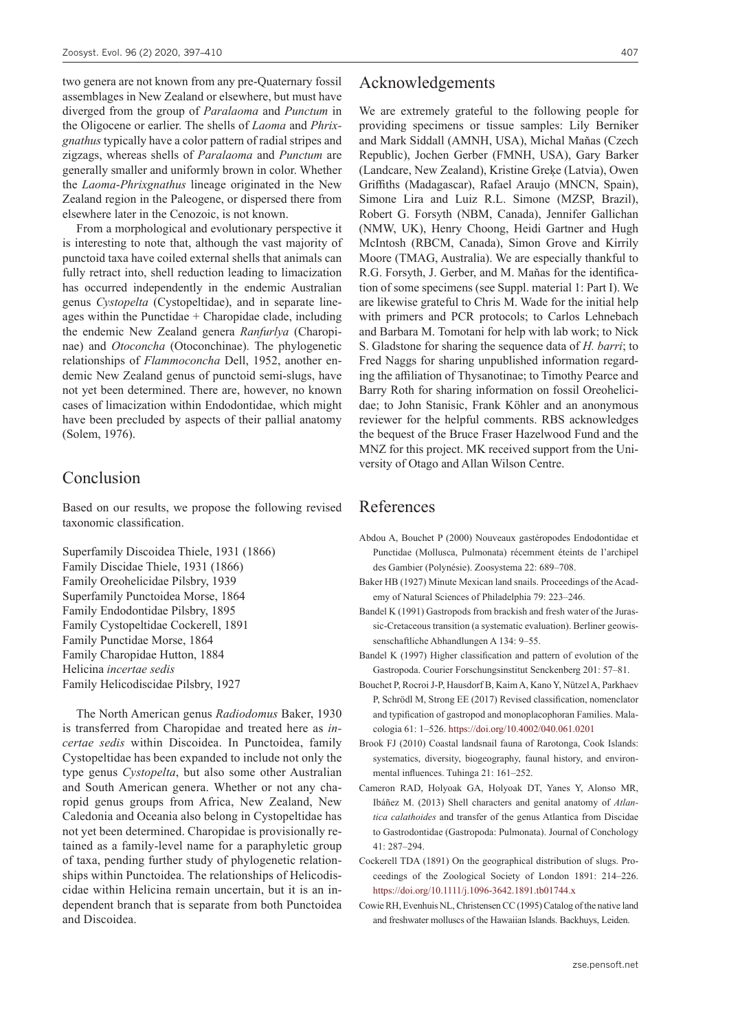two genera are not known from any pre-Quaternary fossil assemblages in New Zealand or elsewhere, but must have diverged from the group of *Paralaoma* and *Punctum* in the Oligocene or earlier. The shells of *Laoma* and *Phrixgnathus* typically have a color pattern of radial stripes and zigzags, whereas shells of *Paralaoma* and *Punctum* are generally smaller and uniformly brown in color. Whether the *Laoma-Phrixgnathus* lineage originated in the New Zealand region in the Paleogene, or dispersed there from elsewhere later in the Cenozoic, is not known.

From a morphological and evolutionary perspective it is interesting to note that, although the vast majority of punctoid taxa have coiled external shells that animals can fully retract into, shell reduction leading to limacization has occurred independently in the endemic Australian genus *Cystopelta* (Cystopeltidae), and in separate lineages within the Punctidae + Charopidae clade, including the endemic New Zealand genera *Ranfurlya* (Charopinae) and *Otoconcha* (Otoconchinae). The phylogenetic relationships of *Flammoconcha* Dell, 1952, another endemic New Zealand genus of punctoid semi-slugs, have not yet been determined. There are, however, no known cases of limacization within Endodontidae, which might have been precluded by aspects of their pallial anatomy (Solem, 1976).

## Conclusion

Based on our results, we propose the following revised taxonomic classification.

Superfamily Discoidea Thiele, 1931 (1866)
Family Discidae Thiele, 1931 (1866)
Family Oreohelicidae Pilsbry, 1939
Superfamily Punctoidea Morse, 1864
Family Endodontidae Pilsbry, 1895
Family Cystopeltidae Cockerell, 1891
Family Punctidae Morse, 1864
Family Charopidae Hutton, 1884
Helicina *incertae sedis*
Family Helicodiscidae Pilsbry, 1927

The North American genus *Radiodomus* Baker, 1930 is transferred from Charopidae and treated here as *incertae sedis* within Discoidea. In Punctoidea, family Cystopeltidae has been expanded to include not only the type genus *Cystopelta*, but also some other Australian and South American genera. Whether or not any charopid genus groups from Africa, New Zealand, New Caledonia and Oceania also belong in Cystopeltidae has not yet been determined. Charopidae is provisionally retained as a family-level name for a paraphyletic group of taxa, pending further study of phylogenetic relationships within Punctoidea. The relationships of Helicodiscidae within Helicina remain uncertain, but it is an independent branch that is separate from both Punctoidea and Discoidea.

## Acknowledgements

We are extremely grateful to the following people for providing specimens or tissue samples: Lily Berniker and Mark Siddall (AMNH, USA), Michal Maňas (Czech Republic), Jochen Gerber (FMNH, USA), Gary Barker (Landcare, New Zealand), Kristine Greķe (Latvia), Owen Griffiths (Madagascar), Rafael Araujo (MNCN, Spain), Simone Lira and Luiz R.L. Simone (MZSP, Brazil), Robert G. Forsyth (NBM, Canada), Jennifer Gallichan (NMW, UK), Henry Choong, Heidi Gartner and Hugh McIntosh (RBCM, Canada), Simon Grove and Kirrily Moore (TMAG, Australia). We are especially thankful to R.G. Forsyth, J. Gerber, and M. Maňas for the identification of some specimens (see Suppl. material 1: Part I). We are likewise grateful to Chris M. Wade for the initial help with primers and PCR protocols; to Carlos Lehnebach and Barbara M. Tomotani for help with lab work; to Nick S. Gladstone for sharing the sequence data of *H. barri*; to Fred Naggs for sharing unpublished information regarding the affiliation of Thysanotinae; to Timothy Pearce and Barry Roth for sharing information on fossil Oreohelicidae; to John Stanisic, Frank Köhler and an anonymous reviewer for the helpful comments. RBS acknowledges the bequest of the Bruce Fraser Hazelwood Fund and the MNZ for this project. MK received support from the University of Otago and Allan Wilson Centre.

## References

Abdou A, Bouchet P (2000) Nouveaux gastéropodes Endodontidae et Punctidae (Mollusca, Pulmonata) récemment éteints de l'archipel des Gambier (Polynésie). Zoosystema 22: 689–708.

Baker HB (1927) Minute Mexican land snails. Proceedings of the Academy of Natural Sciences of Philadelphia 79: 223–246.

Bandel K (1991) Gastropods from brackish and fresh water of the Jurassic-Cretaceous transition (a systematic evaluation). Berliner geowissenschaftliche Abhandlungen A 134: 9–55.

Bandel K (1997) Higher classification and pattern of evolution of the Gastropoda. Courier Forschungsinstitut Senckenberg 201: 57–81.

Bouchet P, Rocroi J-P, Hausdorf B, Kaim A, Kano Y, Nützel A, Parkhaev P, Schrödl M, Strong EE (2017) Revised classification, nomenclator and typification of gastropod and monoplacophoran Families. Malacologia 61: 1–526. https://doi.org/10.4002/040.061.0201

Brook FJ (2010) Coastal landsnail fauna of Rarotonga, Cook Islands: systematics, diversity, biogeography, faunal history, and environmental influences. Tuhinga 21: 161–252.

Cameron RAD, Holyoak GA, Holyoak DT, Yanes Y, Alonso MR, Ibáñez M. (2013) Shell characters and genital anatomy of *Atlantica calathoides* and transfer of the genus Atlantica from Discidae to Gastrodontidae (Gastropoda: Pulmonata). Journal of Conchology 41: 287–294.

Cockerell TDA (1891) On the geographical distribution of slugs. Proceedings of the Zoological Society of London 1891: 214–226. https://doi.org/10.1111/j.1096-3642.1891.tb01744.x

Cowie RH, Evenhuis NL, Christensen CC (1995) Catalog of the native land and freshwater molluscs of the Hawaiian Islands. Backhuys, Leiden.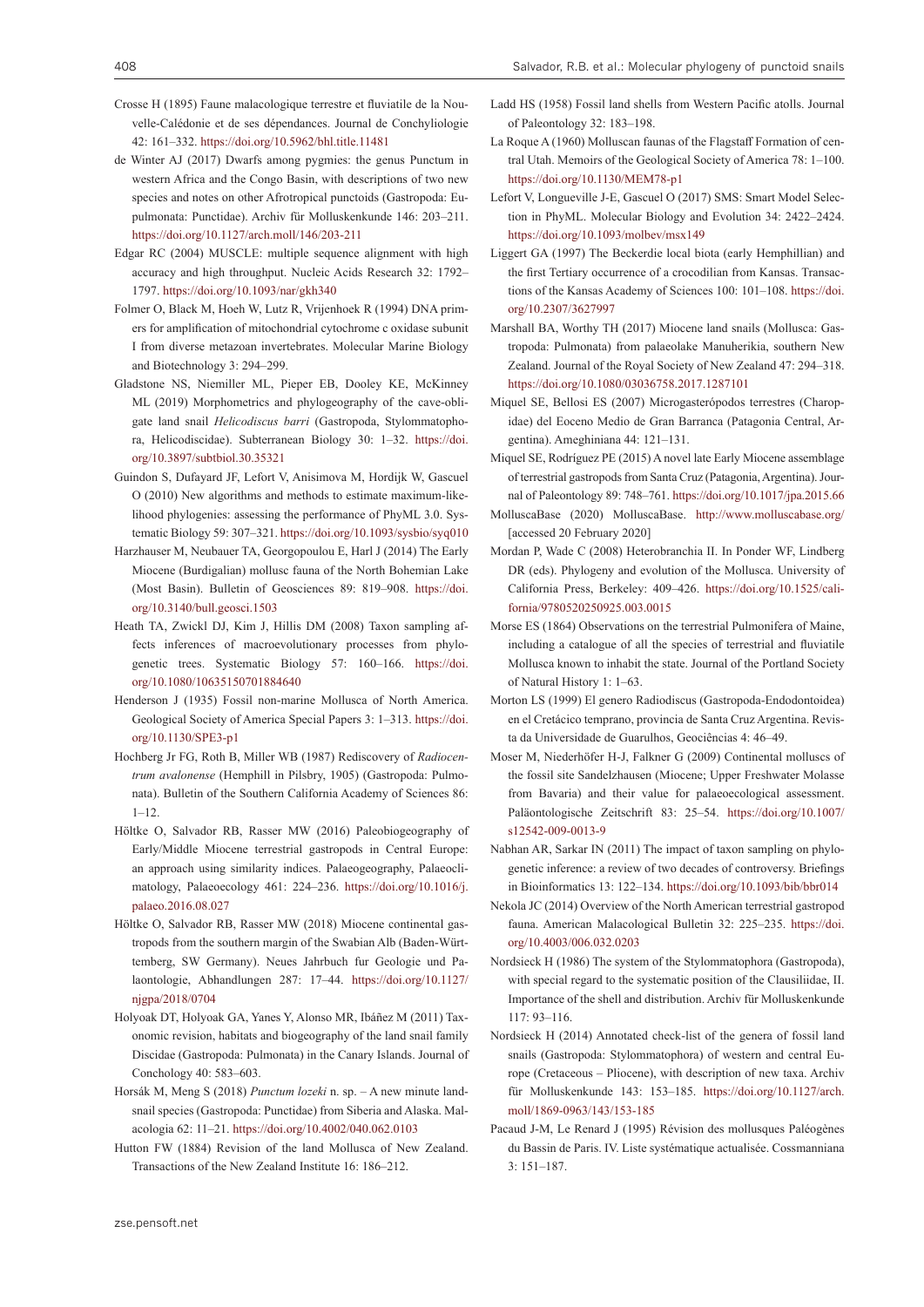Crosse H (1895) Faune malacologique terrestre et fluviatile de la Nouvelle-Calédonie et de ses dépendances. Journal de Conchyliologie 42: 161–332. https://doi.org/10.5962/bhl.title.11481

de Winter AJ (2017) Dwarfs among pygmies: the genus Punctum in western Africa and the Congo Basin, with descriptions of two new species and notes on other Afrotropical punctoids (Gastropoda: Eupulmonata: Punctidae). Archiv für Molluskenkunde 146: 203–211. https://doi.org/10.1127/arch.moll/146/203-211

Edgar RC (2004) MUSCLE: multiple sequence alignment with high accuracy and high throughput. Nucleic Acids Research 32: 1792–1797. https://doi.org/10.1093/nar/gkh340

Folmer O, Black M, Hoeh W, Lutz R, Vrijenhoek R (1994) DNA primers for amplification of mitochondrial cytochrome c oxidase subunit I from diverse metazoan invertebrates. Molecular Marine Biology and Biotechnology 3: 294–299.

Gladstone NS, Niemiller ML, Pieper EB, Dooley KE, McKinney ML (2019) Morphometrics and phylogeography of the cave-obligate land snail *Helicodiscus barri* (Gastropoda, Stylommatophora, Helicodiscidae). Subterranean Biology 30: 1–32. https://doi.org/10.3897/subtbiol.30.35321

Guindon S, Dufayard JF, Lefort V, Anisimova M, Hordijk W, Gascuel O (2010) New algorithms and methods to estimate maximum-likelihood phylogenies: assessing the performance of PhyML 3.0. Systematic Biology 59: 307–321. https://doi.org/10.1093/sysbio/syq010

Harzhauser M, Neubauer TA, Georgopoulou E, Harl J (2014) The Early Miocene (Burdigalian) mollusc fauna of the North Bohemian Lake (Most Basin). Bulletin of Geosciences 89: 819–908. https://doi.org/10.3140/bull.geosci.1503

Heath TA, Zwickl DJ, Kim J, Hillis DM (2008) Taxon sampling affects inferences of macroevolutionary processes from phylogenetic trees. Systematic Biology 57: 160–166. https://doi.org/10.1080/10635150701884640

Henderson J (1935) Fossil non-marine Mollusca of North America. Geological Society of America Special Papers 3: 1–313. https://doi.org/10.1130/SPE3-p1

Hochberg Jr FG, Roth B, Miller WB (1987) Rediscovery of *Radiocentrum avalonense* (Hemphill in Pilsbry, 1905) (Gastropoda: Pulmonata). Bulletin of the Southern California Academy of Sciences 86: 1–12.

Höltke O, Salvador RB, Rasser MW (2016) Paleobiogeography of Early/Middle Miocene terrestrial gastropods in Central Europe: an approach using similarity indices. Palaeogeography, Palaeoclimatology, Palaeoecology 461: 224–236. https://doi.org/10.1016/j.palaeo.2016.08.027

Höltke O, Salvador RB, Rasser MW (2018) Miocene continental gastropods from the southern margin of the Swabian Alb (Baden-Württemberg, SW Germany). Neues Jahrbuch fur Geologie und Palaontologie, Abhandlungen 287: 17–44. https://doi.org/10.1127/njgpa/2018/0704

Holyoak DT, Holyoak GA, Yanes Y, Alonso MR, Ibáñez M (2011) Taxonomic revision, habitats and biogeography of the land snail family Discidae (Gastropoda: Pulmonata) in the Canary Islands. Journal of Conchology 40: 583–603.

Horsák M, Meng S (2018) *Punctum lozeki* n. sp. – A new minute land-snail species (Gastropoda: Punctidae) from Siberia and Alaska. Malacologia 62: 11–21. https://doi.org/10.4002/040.062.0103

Hutton FW (1884) Revision of the land Mollusca of New Zealand. Transactions of the New Zealand Institute 16: 186–212.

Ladd HS (1958) Fossil land shells from Western Pacific atolls. Journal of Paleontology 32: 183–198.

La Roque A (1960) Molluscan faunas of the Flagstaff Formation of central Utah. Memoirs of the Geological Society of America 78: 1–100. https://doi.org/10.1130/MEM78-p1

Lefort V, Longueville J-E, Gascuel O (2017) SMS: Smart Model Selection in PhyML. Molecular Biology and Evolution 34: 2422–2424. https://doi.org/10.1093/molbev/msx149

Liggert GA (1997) The Beckerdie local biota (early Hemphillian) and the first Tertiary occurrence of a crocodilian from Kansas. Transactions of the Kansas Academy of Sciences 100: 101–108. https://doi.org/10.2307/3627997

Marshall BA, Worthy TH (2017) Miocene land snails (Mollusca: Gastropoda: Pulmonata) from palaeolake Manuherikia, southern New Zealand. Journal of the Royal Society of New Zealand 47: 294–318. https://doi.org/10.1080/03036758.2017.1287101

Miquel SE, Bellosi ES (2007) Microgasterópodos terrestres (Charopidae) del Eoceno Medio de Gran Barranca (Patagonia Central, Argentina). Ameghiniana 44: 121–131.

Miquel SE, Rodríguez PE (2015) A novel late Early Miocene assemblage of terrestrial gastropods from Santa Cruz (Patagonia, Argentina). Journal of Paleontology 89: 748–761. https://doi.org/10.1017/jpa.2015.66

MolluscaBase (2020) MolluscaBase. http://www.molluscabase.org/ [accessed 20 February 2020]

Mordan P, Wade C (2008) Heterobranchia II. In Ponder WF, Lindberg DR (eds). Phylogeny and evolution of the Mollusca. University of California Press, Berkeley: 409–426. https://doi.org/10.1525/california/9780520250925.003.0015

Morse ES (1864) Observations on the terrestrial Pulmonifera of Maine, including a catalogue of all the species of terrestrial and fluviatile Mollusca known to inhabit the state. Journal of the Portland Society of Natural History 1: 1–63.

Morton LS (1999) El genero Radiodiscus (Gastropoda-Endodontoidea) en el Cretácico temprano, provincia de Santa Cruz Argentina. Revista da Universidade de Guarulhos, Geociências 4: 46–49.

Moser M, Niederhöfer H-J, Falkner G (2009) Continental molluscs of the fossil site Sandelzhausen (Miocene; Upper Freshwater Molasse from Bavaria) and their value for palaeoecological assessment. Paläontologische Zeitschrift 83: 25–54. https://doi.org/10.1007/s12542-009-0013-9

Nabhan AR, Sarkar IN (2011) The impact of taxon sampling on phylogenetic inference: a review of two decades of controversy. Briefings in Bioinformatics 13: 122–134. https://doi.org/10.1093/bib/bbr014

Nekola JC (2014) Overview of the North American terrestrial gastropod fauna. American Malacological Bulletin 32: 225–235. https://doi.org/10.4003/006.032.0203

Nordsieck H (1986) The system of the Stylommatophora (Gastropoda), with special regard to the systematic position of the Clausiliidae, II. Importance of the shell and distribution. Archiv für Molluskenkunde 117: 93–116.

Nordsieck H (2014) Annotated check-list of the genera of fossil land snails (Gastropoda: Stylommatophora) of western and central Europe (Cretaceous – Pliocene), with description of new taxa. Archiv für Molluskenkunde 143: 153–185. https://doi.org/10.1127/arch.moll/1869-0963/143/153-185

Pacaud J-M, Le Renard J (1995) Révision des mollusques Paléogènes du Bassin de Paris. IV. Liste systématique actualisée. Cossmanniana 3: 151–187.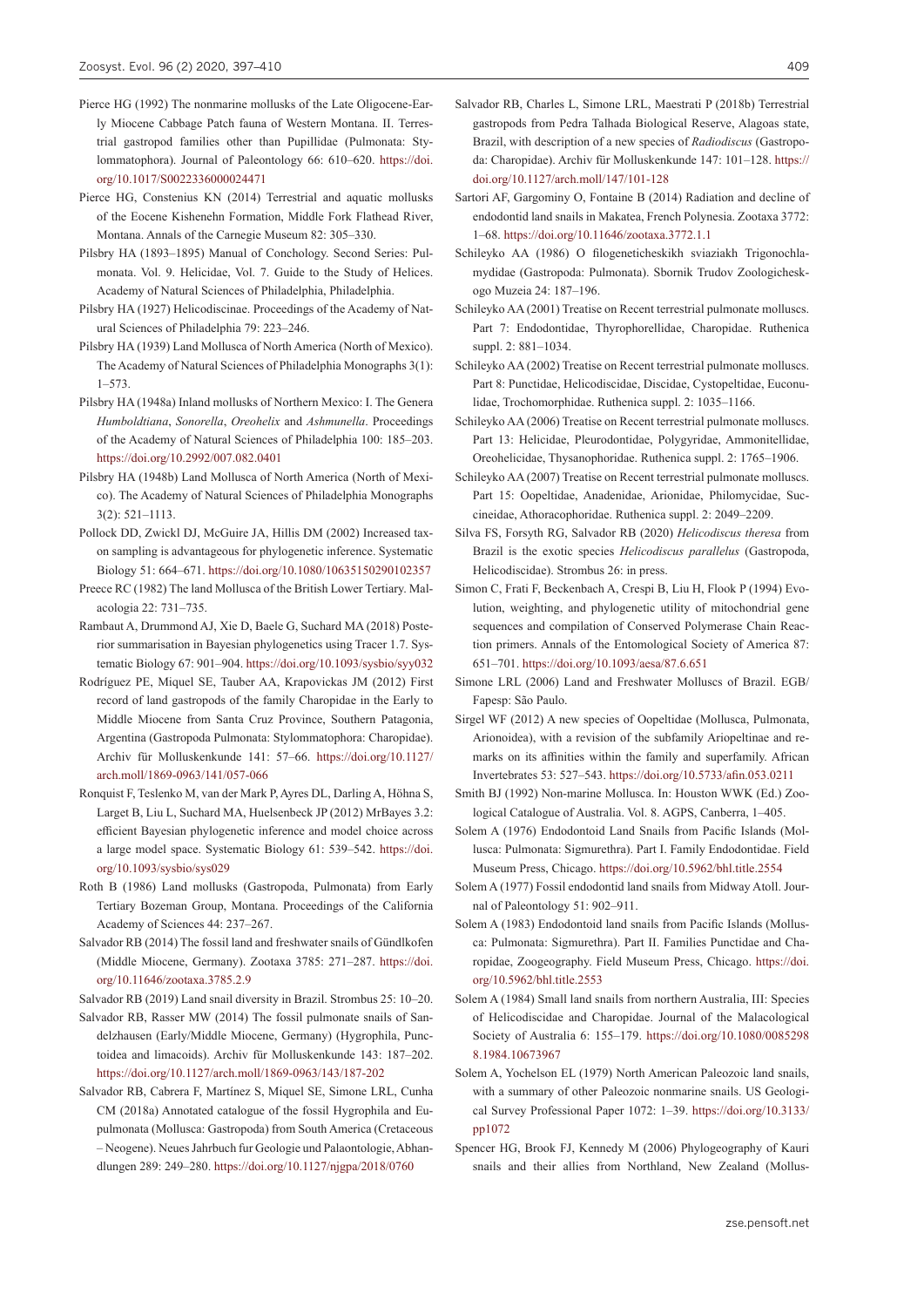Pierce HG (1992) The nonmarine mollusks of the Late Oligocene-Early Miocene Cabbage Patch fauna of Western Montana. II. Terrestrial gastropod families other than Pupillidae (Pulmonata: Stylommatophora). Journal of Paleontology 66: 610–620. https://doi.org/10.1017/S0022336000024471

Pierce HG, Constenius KN (2014) Terrestrial and aquatic mollusks of the Eocene Kishenehn Formation, Middle Fork Flathead River, Montana. Annals of the Carnegie Museum 82: 305–330.

Pilsbry HA (1893–1895) Manual of Conchology. Second Series: Pulmonata. Vol. 9. Helicidae, Vol. 7. Guide to the Study of Helices. Academy of Natural Sciences of Philadelphia, Philadelphia.

Pilsbry HA (1927) Helicodiscinae. Proceedings of the Academy of Natural Sciences of Philadelphia 79: 223–246.

Pilsbry HA (1939) Land Mollusca of North America (North of Mexico). The Academy of Natural Sciences of Philadelphia Monographs 3(1): 1–573.

Pilsbry HA (1948a) Inland mollusks of Northern Mexico: I. The Genera *Humboldtiana*, *Sonorella*, *Oreohelix* and *Ashmunella*. Proceedings of the Academy of Natural Sciences of Philadelphia 100: 185–203. https://doi.org/10.2992/007.082.0401

Pilsbry HA (1948b) Land Mollusca of North America (North of Mexico). The Academy of Natural Sciences of Philadelphia Monographs 3(2): 521–1113.

Pollock DD, Zwickl DJ, McGuire JA, Hillis DM (2002) Increased taxon sampling is advantageous for phylogenetic inference. Systematic Biology 51: 664–671. https://doi.org/10.1080/10635150290102357

Preece RC (1982) The land Mollusca of the British Lower Tertiary. Malacologia 22: 731–735.

Rambaut A, Drummond AJ, Xie D, Baele G, Suchard MA (2018) Posterior summarisation in Bayesian phylogenetics using Tracer 1.7. Systematic Biology 67: 901–904. https://doi.org/10.1093/sysbio/syy032

Rodríguez PE, Miquel SE, Tauber AA, Krapovickas JM (2012) First record of land gastropods of the family Charopidae in the Early to Middle Miocene from Santa Cruz Province, Southern Patagonia, Argentina (Gastropoda Pulmonata: Stylommatophora: Charopidae). Archiv für Molluskenkunde 141: 57–66. https://doi.org/10.1127/arch.moll/1869-0963/141/057-066

Ronquist F, Teslenko M, van der Mark P, Ayres DL, Darling A, Höhna S, Larget B, Liu L, Suchard MA, Huelsenbeck JP (2012) MrBayes 3.2: efficient Bayesian phylogenetic inference and model choice across a large model space. Systematic Biology 61: 539–542. https://doi.org/10.1093/sysbio/sys029

Roth B (1986) Land mollusks (Gastropoda, Pulmonata) from Early Tertiary Bozeman Group, Montana. Proceedings of the California Academy of Sciences 44: 237–267.

Salvador RB (2014) The fossil land and freshwater snails of Gündlkofen (Middle Miocene, Germany). Zootaxa 3785: 271–287. https://doi.org/10.11646/zootaxa.3785.2.9

Salvador RB (2019) Land snail diversity in Brazil. Strombus 25: 10–20.

Salvador RB, Rasser MW (2014) The fossil pulmonate snails of Sandelzhausen (Early/Middle Miocene, Germany) (Hygrophila, Punctoidea and limacoids). Archiv für Molluskenkunde 143: 187–202. https://doi.org/10.1127/arch.moll/1869-0963/143/187-202

Salvador RB, Cabrera F, Martínez S, Miquel SE, Simone LRL, Cunha CM (2018a) Annotated catalogue of the fossil Hygrophila and Eupulmonata (Mollusca: Gastropoda) from South America (Cretaceous – Neogene). Neues Jahrbuch fur Geologie und Palaontologie, Abhandlungen 289: 249–280. https://doi.org/10.1127/njgpa/2018/0760

Salvador RB, Charles L, Simone LRL, Maestrati P (2018b) Terrestrial gastropods from Pedra Talhada Biological Reserve, Alagoas state, Brazil, with description of a new species of *Radiodiscus* (Gastropoda: Charopidae). Archiv für Molluskenkunde 147: 101–128. https://doi.org/10.1127/arch.moll/147/101-128

Sartori AF, Gargominy O, Fontaine B (2014) Radiation and decline of endodontid land snails in Makatea, French Polynesia. Zootaxa 3772: 1–68. https://doi.org/10.11646/zootaxa.3772.1.1

Schileyko AA (1986) O filogeneticheskikh sviaziakh Trigonochlamydidae (Gastropoda: Pulmonata). Sbornik Trudov Zoologicheskogo Muzeia 24: 187–196.

Schileyko AA (2001) Treatise on Recent terrestrial pulmonate molluscs. Part 7: Endodontidae, Thyrophorellidae, Charopidae. Ruthenica suppl. 2: 881–1034.

Schileyko AA (2002) Treatise on Recent terrestrial pulmonate molluscs. Part 8: Punctidae, Helicodiscidae, Discidae, Cystopeltidae, Euconulidae, Trochomorphidae. Ruthenica suppl. 2: 1035–1166.

Schileyko AA (2006) Treatise on Recent terrestrial pulmonate molluscs. Part 13: Helicidae, Pleurodontidae, Polygyridae, Ammonitellidae, Oreohelicidae, Thysanophoridae. Ruthenica suppl. 2: 1765–1906.

Schileyko AA (2007) Treatise on Recent terrestrial pulmonate molluscs. Part 15: Oopeltidae, Anadenidae, Arionidae, Philomycidae, Succineidae, Athoracophoridae. Ruthenica suppl. 2: 2049–2209.

Silva FS, Forsyth RG, Salvador RB (2020) *Helicodiscus theresa* from Brazil is the exotic species *Helicodiscus parallelus* (Gastropoda, Helicodiscidae). Strombus 26: in press.

Simon C, Frati F, Beckenbach A, Crespi B, Liu H, Flook P (1994) Evolution, weighting, and phylogenetic utility of mitochondrial gene sequences and compilation of Conserved Polymerase Chain Reaction primers. Annals of the Entomological Society of America 87: 651–701. https://doi.org/10.1093/aesa/87.6.651

Simone LRL (2006) Land and Freshwater Molluscs of Brazil. EGB/Fapesp: São Paulo.

Sirgel WF (2012) A new species of Oopeltidae (Mollusca, Pulmonata, Arionoidea), with a revision of the subfamily Ariopeltinae and remarks on its affinities within the family and superfamily. African Invertebrates 53: 527–543. https://doi.org/10.5733/afin.053.0211

Smith BJ (1992) Non-marine Mollusca. In: Houston WWK (Ed.) Zoological Catalogue of Australia. Vol. 8. AGPS, Canberra, 1–405.

Solem A (1976) Endodontoid Land Snails from Pacific Islands (Mollusca: Pulmonata: Sigmurethra). Part I. Family Endodontidae. Field Museum Press, Chicago. https://doi.org/10.5962/bhl.title.2554

Solem A (1977) Fossil endodontid land snails from Midway Atoll. Journal of Paleontology 51: 902–911.

Solem A (1983) Endodontoid land snails from Pacific Islands (Mollusca: Pulmonata: Sigmurethra). Part II. Families Punctidae and Charopidae, Zoogeography. Field Museum Press, Chicago. https://doi.org/10.5962/bhl.title.2553

Solem A (1984) Small land snails from northern Australia, III: Species of Helicodiscidae and Charopidae. Journal of the Malacological Society of Australia 6: 155–179. https://doi.org/10.1080/00852988.1984.10673967

Solem A, Yochelson EL (1979) North American Paleozoic land snails, with a summary of other Paleozoic nonmarine snails. US Geological Survey Professional Paper 1072: 1–39. https://doi.org/10.3133/pp1072

Spencer HG, Brook FJ, Kennedy M (2006) Phylogeography of Kauri snails and their allies from Northland, New Zealand (Mollus-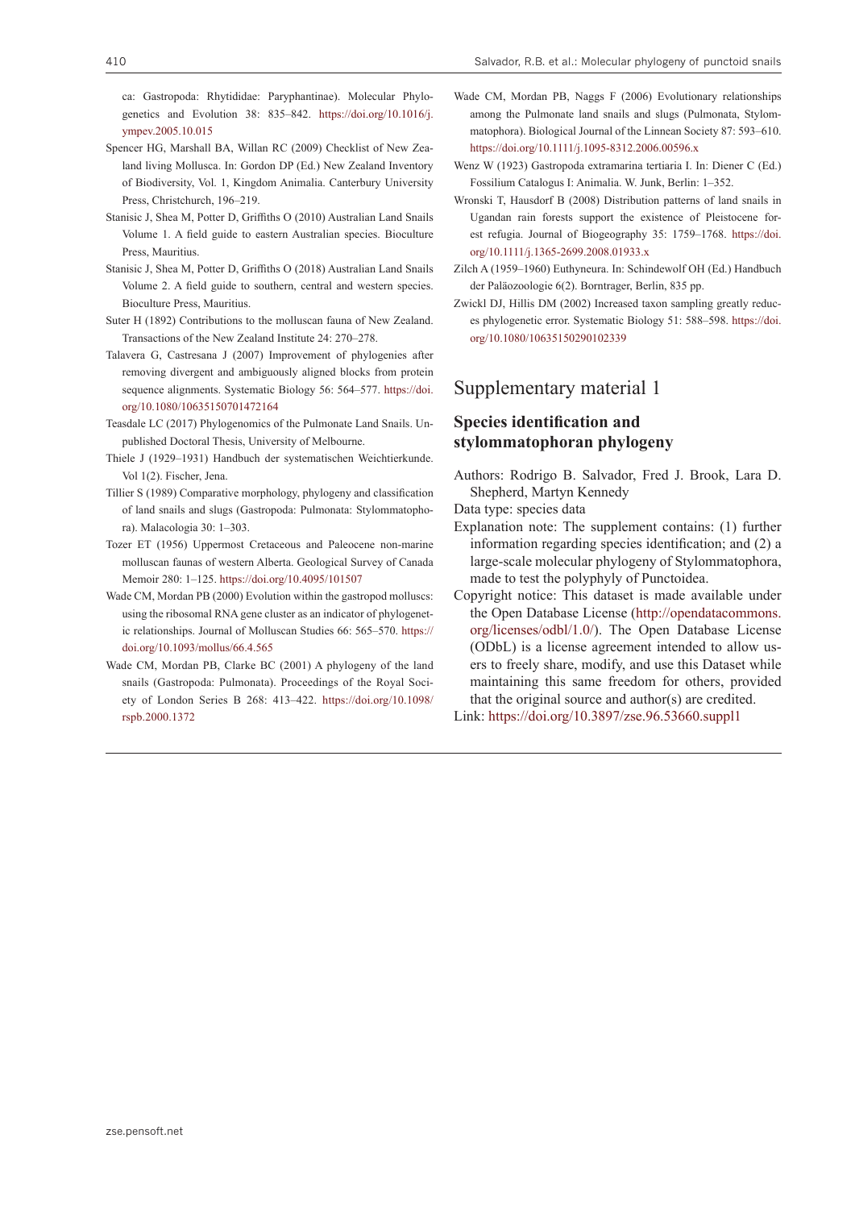ca: Gastropoda: Rhytididae: Paryphantinae). Molecular Phylogenetics and Evolution 38: 835–842. https://doi.org/10.1016/j.ympev.2005.10.015

Spencer HG, Marshall BA, Willan RC (2009) Checklist of New Zealand living Mollusca. In: Gordon DP (Ed.) New Zealand Inventory of Biodiversity, Vol. 1, Kingdom Animalia. Canterbury University Press, Christchurch, 196–219.

Stanisic J, Shea M, Potter D, Griffiths O (2010) Australian Land Snails Volume 1. A field guide to eastern Australian species. Bioculture Press, Mauritius.

Stanisic J, Shea M, Potter D, Griffiths O (2018) Australian Land Snails Volume 2. A field guide to southern, central and western species. Bioculture Press, Mauritius.

Suter H (1892) Contributions to the molluscan fauna of New Zealand. Transactions of the New Zealand Institute 24: 270–278.

Talavera G, Castresana J (2007) Improvement of phylogenies after removing divergent and ambiguously aligned blocks from protein sequence alignments. Systematic Biology 56: 564–577. https://doi.org/10.1080/10635150701472164

Teasdale LC (2017) Phylogenomics of the Pulmonate Land Snails. Unpublished Doctoral Thesis, University of Melbourne.

Thiele J (1929–1931) Handbuch der systematischen Weichtierkunde. Vol 1(2). Fischer, Jena.

Tillier S (1989) Comparative morphology, phylogeny and classification of land snails and slugs (Gastropoda: Pulmonata: Stylommatophora). Malacologia 30: 1–303.

Tozer ET (1956) Uppermost Cretaceous and Paleocene non-marine molluscan faunas of western Alberta. Geological Survey of Canada Memoir 280: 1–125. https://doi.org/10.4095/101507

Wade CM, Mordan PB (2000) Evolution within the gastropod molluscs: using the ribosomal RNA gene cluster as an indicator of phylogenetic relationships. Journal of Molluscan Studies 66: 565–570. https://doi.org/10.1093/mollus/66.4.565

Wade CM, Mordan PB, Clarke BC (2001) A phylogeny of the land snails (Gastropoda: Pulmonata). Proceedings of the Royal Society of London Series B 268: 413–422. https://doi.org/10.1098/rspb.2000.1372

Wade CM, Mordan PB, Naggs F (2006) Evolutionary relationships among the Pulmonate land snails and slugs (Pulmonata, Stylommatophora). Biological Journal of the Linnean Society 87: 593–610. https://doi.org/10.1111/j.1095-8312.2006.00596.x

Wenz W (1923) Gastropoda extramarina tertiaria I. In: Diener C (Ed.) Fossilium Catalogus I: Animalia. W. Junk, Berlin: 1–352.

Wronski T, Hausdorf B (2008) Distribution patterns of land snails in Ugandan rain forests support the existence of Pleistocene forest refugia. Journal of Biogeography 35: 1759–1768. https://doi.org/10.1111/j.1365-2699.2008.01933.x

Zilch A (1959–1960) Euthyneura. In: Schindewolf OH (Ed.) Handbuch der Paläozoologie 6(2). Borntrager, Berlin, 835 pp.

Zwickl DJ, Hillis DM (2002) Increased taxon sampling greatly reduces phylogenetic error. Systematic Biology 51: 588–598. https://doi.org/10.1080/10635150290102339

# Supplementary material 1

## Species identification and stylommatophoran phylogeny

Authors: Rodrigo B. Salvador, Fred J. Brook, Lara D. Shepherd, Martyn Kennedy

Data type: species data

Explanation note: The supplement contains: (1) further information regarding species identification; and (2) a large-scale molecular phylogeny of Stylommatophora, made to test the polyphyly of Punctoidea.

Copyright notice: This dataset is made available under the Open Database License (http://opendatacommons.org/licenses/odbl/1.0/). The Open Database License (ODbL) is a license agreement intended to allow users to freely share, modify, and use this Dataset while maintaining this same freedom for others, provided that the original source and author(s) are credited.

Link: https://doi.org/10.3897/zse.96.53660.suppl1